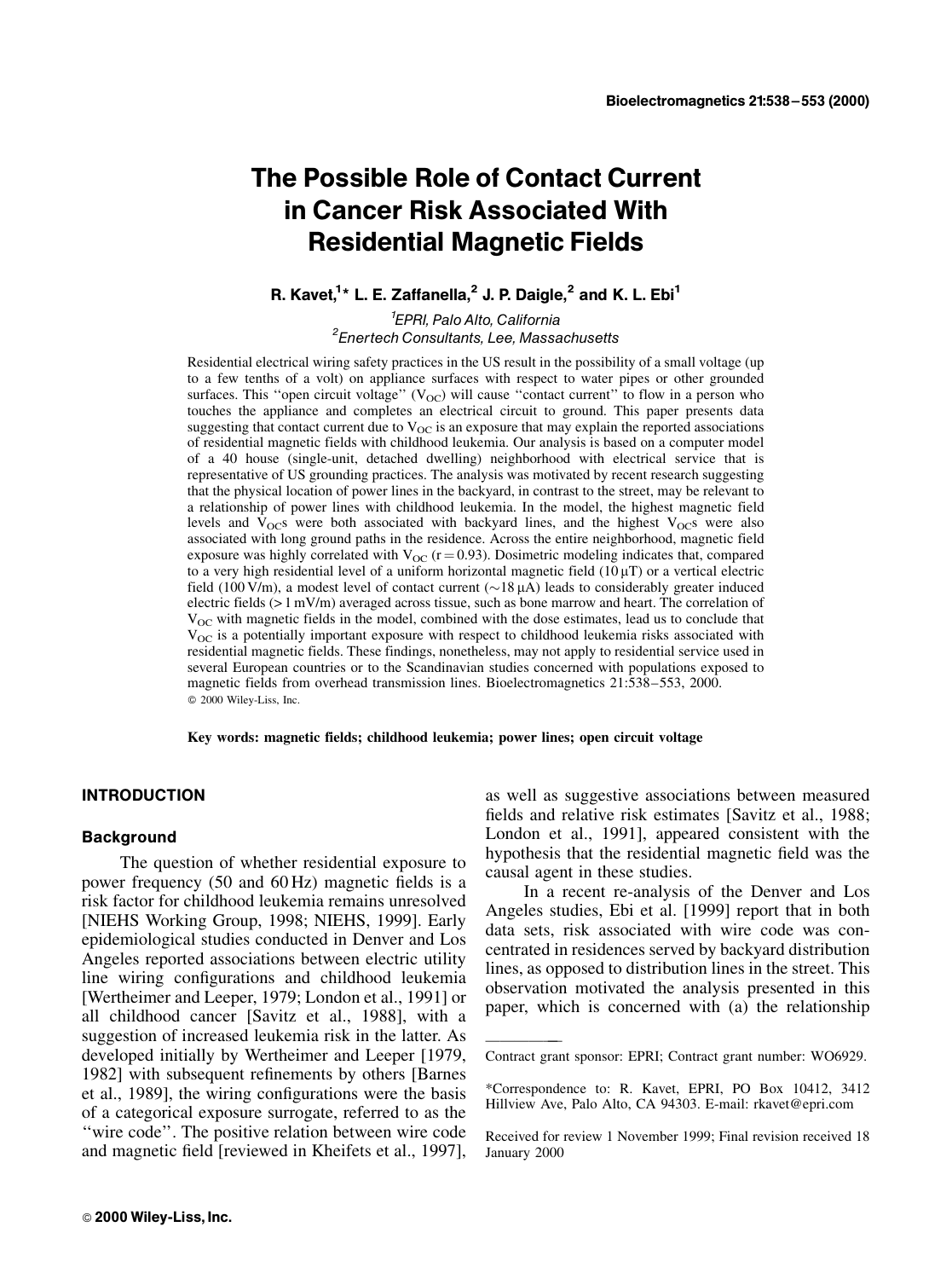# The Possible Role of Contact Current in Cancer Risk Associated With Residential Magnetic Fields

**R. Kavet,[1]* L. E. Zaffanella,[2] J. P. Daigle,[2] and K. L. Ebi[1]**

[1]*EPRI, Palo Alto, California*
[2]*Enertech Consultants, Lee, Massachusetts*

Residential electrical wiring safety practices in the US result in the possibility of a small voltage (up to a few tenths of a volt) on appliance surfaces with respect to water pipes or other grounded surfaces. This ''open circuit voltage'' ($V_{OC}$) will cause ''contact current'' to flow in a person who touches the appliance and completes an electrical circuit to ground. This paper presents data suggesting that contact current due to $V_{OC}$ is an exposure that may explain the reported associations of residential magnetic fields with childhood leukemia. Our analysis is based on a computer model of a 40 house (single-unit, detached dwelling) neighborhood with electrical service that is representative of US grounding practices. The analysis was motivated by recent research suggesting that the physical location of power lines in the backyard, in contrast to the street, may be relevant to a relationship of power lines with childhood leukemia. In the model, the highest magnetic field levels and $V_{OC}$s were both associated with backyard lines, and the highest $V_{OC}$s were also associated with long ground paths in the residence. Across the entire neighborhood, magnetic field exposure was highly correlated with $V_{OC}$ ($r = 0.93$). Dosimetric modeling indicates that, compared to a very high residential level of a uniform horizontal magnetic field (10 μT) or a vertical electric field (100 V/m), a modest level of contact current (~18 μA) leads to considerably greater induced electric fields (> 1 mV/m) averaged across tissue, such as bone marrow and heart. The correlation of $V_{OC}$ with magnetic fields in the model, combined with the dose estimates, lead us to conclude that $V_{OC}$ is a potentially important exposure with respect to childhood leukemia risks associated with residential magnetic fields. These findings, nonetheless, may not apply to residential service used in several European countries or to the Scandinavian studies concerned with populations exposed to magnetic fields from overhead transmission lines. Bioelectromagnetics 21:538–553, 2000.
© 2000 Wiley-Liss, Inc.

**Key words: magnetic fields; childhood leukemia; power lines; open circuit voltage**

## INTRODUCTION

### Background

The question of whether residential exposure to power frequency (50 and 60 Hz) magnetic fields is a risk factor for childhood leukemia remains unresolved [NIEHS Working Group, 1998; NIEHS, 1999]. Early epidemiological studies conducted in Denver and Los Angeles reported associations between electric utility line wiring configurations and childhood leukemia [Wertheimer and Leeper, 1979; London et al., 1991] or all childhood cancer [Savitz et al., 1988], with a suggestion of increased leukemia risk in the latter. As developed initially by Wertheimer and Leeper [1979, 1982] with subsequent refinements by others [Barnes et al., 1989], the wiring configurations were the basis of a categorical exposure surrogate, referred to as the ''wire code''. The positive relation between wire code and magnetic field [reviewed in Kheifets et al., 1997], as well as suggestive associations between measured fields and relative risk estimates [Savitz et al., 1988; London et al., 1991], appeared consistent with the hypothesis that the residential magnetic field was the causal agent in these studies.

In a recent re-analysis of the Denver and Los Angeles studies, Ebi et al. [1999] report that in both data sets, risk associated with wire code was concentrated in residences served by backyard distribution lines, as opposed to distribution lines in the street. This observation motivated the analysis presented in this paper, which is concerned with (a) the relationship

---

Contract grant sponsor: EPRI; Contract grant number: WO6929.

*Correspondence to: R. Kavet, EPRI, PO Box 10412, 3412 Hillview Ave, Palo Alto, CA 94303. E-mail: rkavet@epri.com

Received for review 1 November 1999; Final revision received 18 January 2000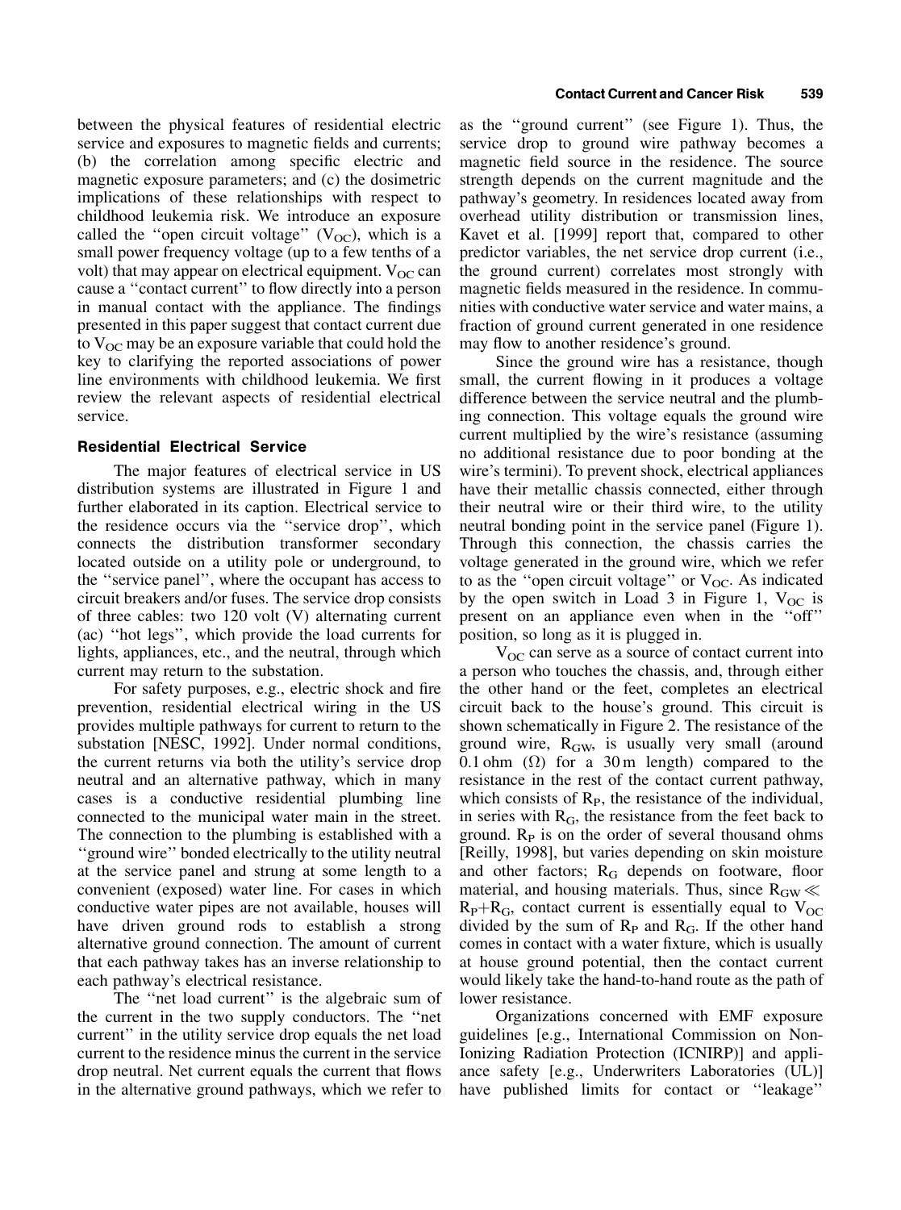between the physical features of residential electric service and exposures to magnetic fields and currents; (b) the correlation among specific electric and magnetic exposure parameters; and (c) the dosimetric implications of these relationships with respect to childhood leukemia risk. We introduce an exposure called the ''open circuit voltage'' ($V_{OC}$), which is a small power frequency voltage (up to a few tenths of a volt) that may appear on electrical equipment. $V_{OC}$ can cause a ''contact current'' to flow directly into a person in manual contact with the appliance. The findings presented in this paper suggest that contact current due to $V_{OC}$ may be an exposure variable that could hold the key to clarifying the reported associations of power line environments with childhood leukemia. We first review the relevant aspects of residential electrical service.

## Residential Electrical Service

The major features of electrical service in US distribution systems are illustrated in Figure 1 and further elaborated in its caption. Electrical service to the residence occurs via the ''service drop'', which connects the distribution transformer secondary located outside on a utility pole or underground, to the ''service panel'', where the occupant has access to circuit breakers and/or fuses. The service drop consists of three cables: two 120 volt (V) alternating current (ac) ''hot legs'', which provide the load currents for lights, appliances, etc., and the neutral, through which current may return to the substation.

For safety purposes, e.g., electric shock and fire prevention, residential electrical wiring in the US provides multiple pathways for current to return to the substation [NESC, 1992]. Under normal conditions, the current returns via both the utility's service drop neutral and an alternative pathway, which in many cases is a conductive residential plumbing line connected to the municipal water main in the street. The connection to the plumbing is established with a ''ground wire'' bonded electrically to the utility neutral at the service panel and strung at some length to a convenient (exposed) water line. For cases in which conductive water pipes are not available, houses will have driven ground rods to establish a strong alternative ground connection. The amount of current that each pathway takes has an inverse relationship to each pathway's electrical resistance.

The ''net load current'' is the algebraic sum of the current in the two supply conductors. The ''net current'' in the utility service drop equals the net load current to the residence minus the current in the service drop neutral. Net current equals the current that flows in the alternative ground pathways, which we refer to as the ''ground current'' (see Figure 1). Thus, the service drop to ground wire pathway becomes a magnetic field source in the residence. The source strength depends on the current magnitude and the pathway's geometry. In residences located away from overhead utility distribution or transmission lines, Kavet et al. [1999] report that, compared to other predictor variables, the net service drop current (i.e., the ground current) correlates most strongly with magnetic fields measured in the residence. In communities with conductive water service and water mains, a fraction of ground current generated in one residence may flow to another residence's ground.

Since the ground wire has a resistance, though small, the current flowing in it produces a voltage difference between the service neutral and the plumbing connection. This voltage equals the ground wire current multiplied by the wire's resistance (assuming no additional resistance due to poor bonding at the wire's termini). To prevent shock, electrical appliances have their metallic chassis connected, either through their neutral wire or their third wire, to the utility neutral bonding point in the service panel (Figure 1). Through this connection, the chassis carries the voltage generated in the ground wire, which we refer to as the ''open circuit voltage'' or $V_{OC}$. As indicated by the open switch in Load 3 in Figure 1, $V_{OC}$ is present on an appliance even when in the ''off'' position, so long as it is plugged in.

$V_{OC}$ can serve as a source of contact current into a person who touches the chassis, and, through either the other hand or the feet, completes an electrical circuit back to the house's ground. This circuit is shown schematically in Figure 2. The resistance of the ground wire, $R_{GW}$, is usually very small (around 0.1 ohm ($\Omega$) for a 30 m length) compared to the resistance in the rest of the contact current pathway, which consists of $R_P$, the resistance of the individual, in series with $R_G$, the resistance from the feet back to ground. $R_P$ is on the order of several thousand ohms [Reilly, 1998], but varies depending on skin moisture and other factors; $R_G$ depends on footware, floor material, and housing materials. Thus, since $R_{GW} \ll R_P + R_G$, contact current is essentially equal to $V_{OC}$ divided by the sum of $R_P$ and $R_G$. If the other hand comes in contact with a water fixture, which is usually at house ground potential, then the contact current would likely take the hand-to-hand route as the path of lower resistance.

Organizations concerned with EMF exposure guidelines [e.g., International Commission on Non-Ionizing Radiation Protection (ICNIRP)] and appliance safety [e.g., Underwriters Laboratories (UL)] have published limits for contact or ''leakage''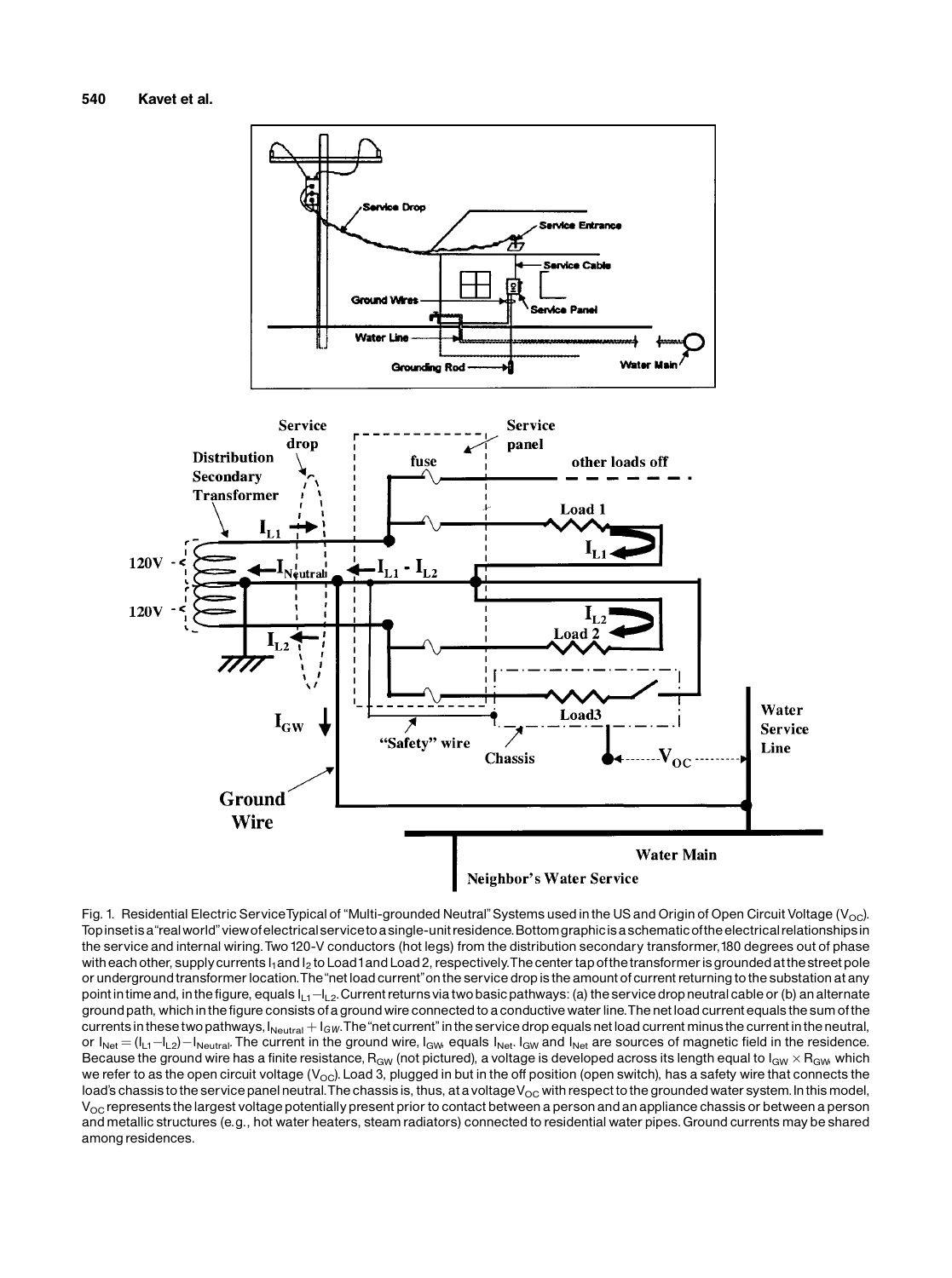Fig. 1. Residential Electric Service Typical of "Multi-grounded Neutral" Systems used in the US and Origin of Open Circuit Voltage ($V_{OC}$). Top inset is a "real world" view of electrical service to a single-unit residence. Bottom graphic is a schematic of the electrical relationships in the service and internal wiring. Two 120-V conductors (hot legs) from the distribution secondary transformer, 180 degrees out of phase with each other, supply currents $I_1$ and $I_2$ to Load 1 and Load 2, respectively. The center tap of the transformer is grounded at the street pole or underground transformer location. The "net load current" on the service drop is the amount of current returning to the substation at any point in time and, in the figure, equals $I_{L1} - I_{L2}$. Current returns via two basic pathways: (a) the service drop neutral cable or (b) an alternate ground path, which in the figure consists of a ground wire connected to a conductive water line. The net load current equals the sum of the currents in these two pathways, $I_{Neutral} + I_{GW}$. The "net current" in the service drop equals net load current minus the current in the neutral, or $I_{Net} = (I_{L1} - I_{L2}) - I_{Neutral}$. The current in the ground wire, $I_{GW}$, equals $I_{Net}$. $I_{GW}$ and $I_{Net}$ are sources of magnetic field in the residence. Because the ground wire has a finite resistance, $R_{GW}$ (not pictured), a voltage is developed across its length equal to $I_{GW} \times R_{GW}$, which we refer to as the open circuit voltage ($V_{OC}$). Load 3, plugged in but in the off position (open switch), has a safety wire that connects the load's chassis to the service panel neutral. The chassis is, thus, at a voltage $V_{OC}$ with respect to the grounded water system. In this model, $V_{OC}$ represents the largest voltage potentially present prior to contact between a person and an appliance chassis or between a person and metallic structures (e.g., hot water heaters, steam radiators) connected to residential water pipes. Ground currents may be shared among residences.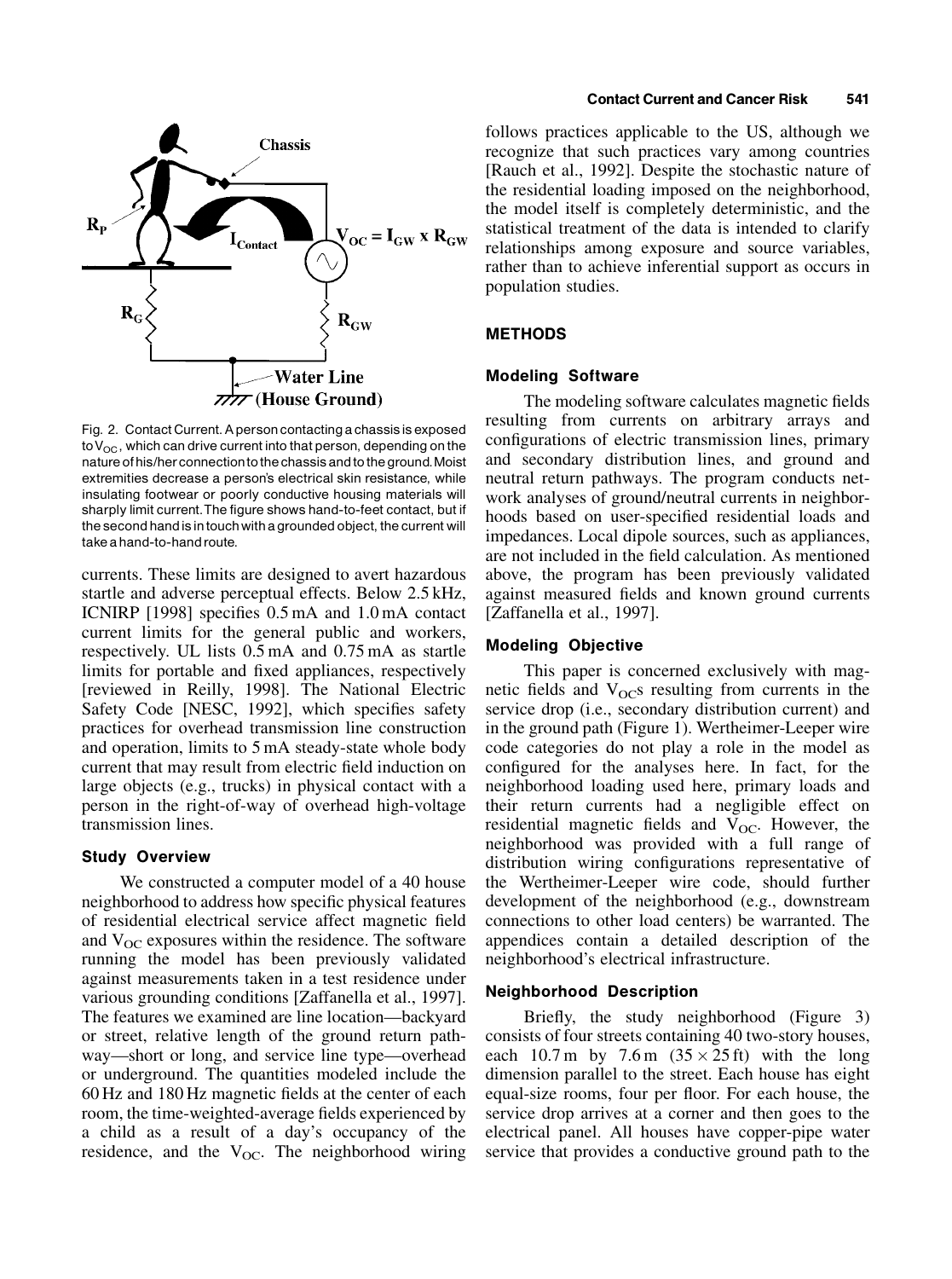Fig. 2. Contact Current. A person contacting a chassis is exposed to $V_{OC}$, which can drive current into that person, depending on the nature of his/her connection to the chassis and to the ground. Moist extremities decrease a person's electrical skin resistance, while insulating footwear or poorly conductive housing materials will sharply limit current. The figure shows hand-to-feet contact, but if the second hand is in touch with a grounded object, the current will take a hand-to-hand route.

currents. These limits are designed to avert hazardous startle and adverse perceptual effects. Below 2.5 kHz, ICNIRP [1998] specifies 0.5 mA and 1.0 mA contact current limits for the general public and workers, respectively. UL lists 0.5 mA and 0.75 mA as startle limits for portable and fixed appliances, respectively [reviewed in Reilly, 1998]. The National Electric Safety Code [NESC, 1992], which specifies safety practices for overhead transmission line construction and operation, limits to 5 mA steady-state whole body current that may result from electric field induction on large objects (e.g., trucks) in physical contact with a person in the right-of-way of overhead high-voltage transmission lines.

### Study Overview

We constructed a computer model of a 40 house neighborhood to address how specific physical features of residential electrical service affect magnetic field and $V_{OC}$ exposures within the residence. The software running the model has been previously validated against measurements taken in a test residence under various grounding conditions [Zaffanella et al., 1997]. The features we examined are line location—backyard or street, relative length of the ground return pathway—short or long, and service line type—overhead or underground. The quantities modeled include the 60 Hz and 180 Hz magnetic fields at the center of each room, the time-weighted-average fields experienced by a child as a result of a day's occupancy of the residence, and the $V_{OC}$. The neighborhood wiring follows practices applicable to the US, although we recognize that such practices vary among countries [Rauch et al., 1992]. Despite the stochastic nature of the residential loading imposed on the neighborhood, the model itself is completely deterministic, and the statistical treatment of the data is intended to clarify relationships among exposure and source variables, rather than to achieve inferential support as occurs in population studies.

## METHODS

### Modeling Software

The modeling software calculates magnetic fields resulting from currents on arbitrary arrays and configurations of electric transmission lines, primary and secondary distribution lines, and ground and neutral return pathways. The program conducts network analyses of ground/neutral currents in neighborhoods based on user-specified residential loads and impedances. Local dipole sources, such as appliances, are not included in the field calculation. As mentioned above, the program has been previously validated against measured fields and known ground currents [Zaffanella et al., 1997].

### Modeling Objective

This paper is concerned exclusively with magnetic fields and $V_{OC}$s resulting from currents in the service drop (i.e., secondary distribution current) and in the ground path (Figure 1). Wertheimer-Leeper wire code categories do not play a role in the model as configured for the analyses here. In fact, for the neighborhood loading used here, primary loads and their return currents had a negligible effect on residential magnetic fields and $V_{OC}$. However, the neighborhood was provided with a full range of distribution wiring configurations representative of the Wertheimer-Leeper wire code, should further development of the neighborhood (e.g., downstream connections to other load centers) be warranted. The appendices contain a detailed description of the neighborhood's electrical infrastructure.

### Neighborhood Description

Briefly, the study neighborhood (Figure 3) consists of four streets containing 40 two-story houses, each 10.7 m by 7.6 m (35 × 25 ft) with the long dimension parallel to the street. Each house has eight equal-size rooms, four per floor. For each house, the service drop arrives at a corner and then goes to the electrical panel. All houses have copper-pipe water service that provides a conductive ground path to the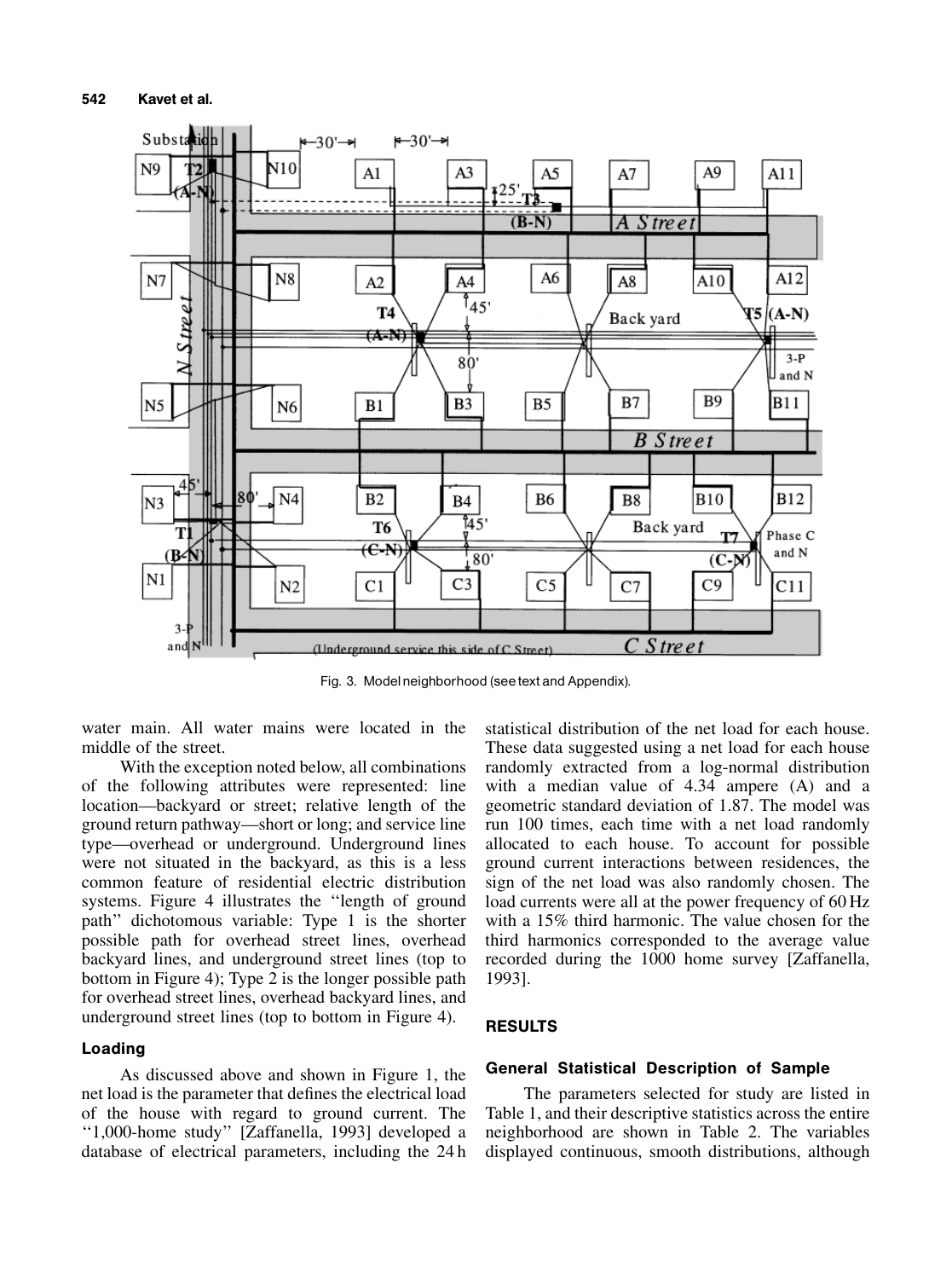Fig. 3. Model neighborhood (see text and Appendix).

water main. All water mains were located in the middle of the street.

With the exception noted below, all combinations of the following attributes were represented: line location—backyard or street; relative length of the ground return pathway—short or long; and service line type—overhead or underground. Underground lines were not situated in the backyard, as this is a less common feature of residential electric distribution systems. Figure 4 illustrates the ''length of ground path'' dichotomous variable: Type 1 is the shorter possible path for overhead street lines, overhead backyard lines, and underground street lines (top to bottom in Figure 4); Type 2 is the longer possible path for overhead street lines, overhead backyard lines, and underground street lines (top to bottom in Figure 4).

### Loading

As discussed above and shown in Figure 1, the net load is the parameter that defines the electrical load of the house with regard to ground current. The ''1,000-home study'' [Zaffanella, 1993] developed a database of electrical parameters, including the 24 h statistical distribution of the net load for each house. These data suggested using a net load for each house randomly extracted from a log-normal distribution with a median value of 4.34 ampere (A) and a geometric standard deviation of 1.87. The model was run 100 times, each time with a net load randomly allocated to each house. To account for possible ground current interactions between residences, the sign of the net load was also randomly chosen. The load currents were all at the power frequency of 60 Hz with a 15% third harmonic. The value chosen for the third harmonics corresponded to the average value recorded during the 1000 home survey [Zaffanella, 1993].

## RESULTS

### General Statistical Description of Sample

The parameters selected for study are listed in Table 1, and their descriptive statistics across the entire neighborhood are shown in Table 2. The variables displayed continuous, smooth distributions, although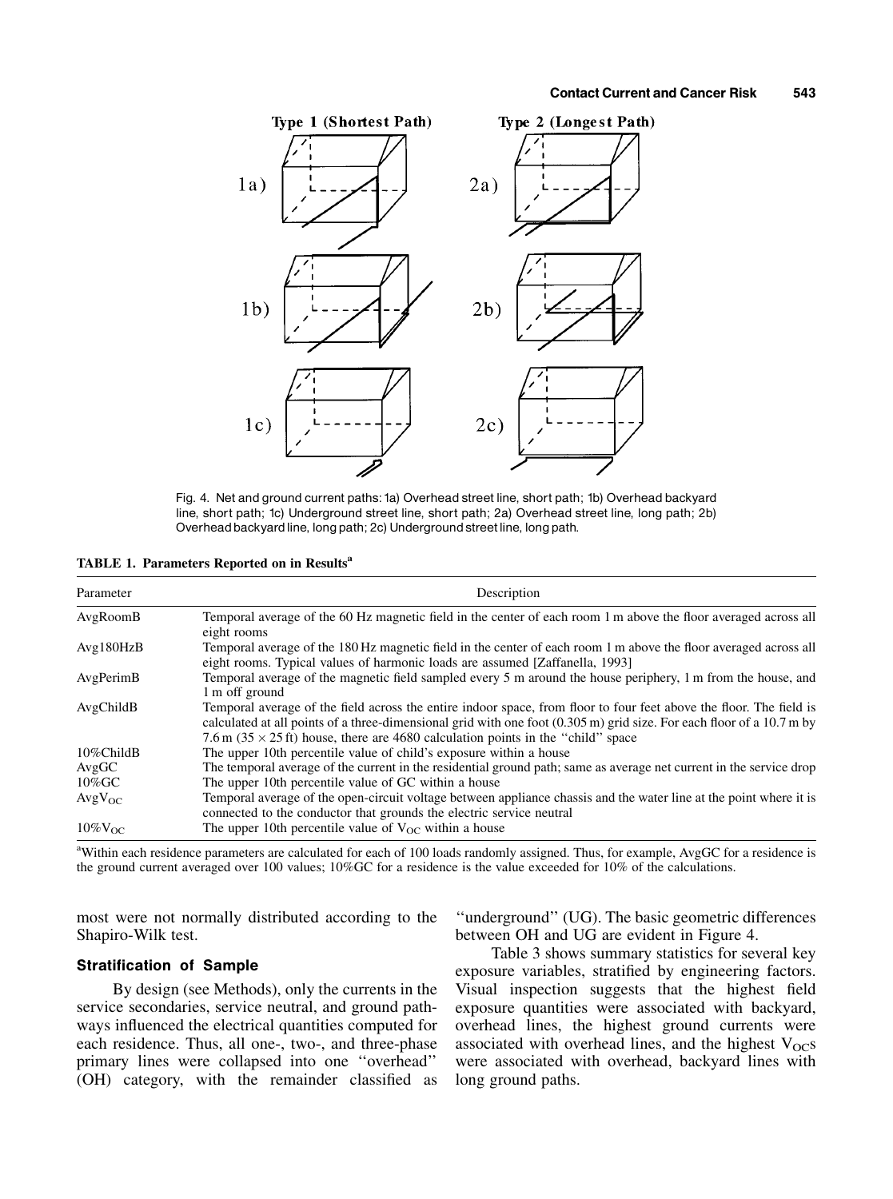Fig. 4. Net and ground current paths: 1a) Overhead street line, short path; 1b) Overhead backyard line, short path; 1c) Underground street line, short path; 2a) Overhead street line, long path; 2b) Overhead backyard line, long path; 2c) Underground street line, long path.

**TABLE 1. Parameters Reported on in Results[a]**

| Parameter | Description |
|---|---|
| AvgRoomB | Temporal average of the 60 Hz magnetic field in the center of each room 1 m above the floor averaged across all eight rooms |
| Avg180HzB | Temporal average of the 180 Hz magnetic field in the center of each room 1 m above the floor averaged across all eight rooms. Typical values of harmonic loads are assumed [Zaffanella, 1993] |
| AvgPerimB | Temporal average of the magnetic field sampled every 5 m around the house periphery, 1 m from the house, and 1 m off ground |
| AvgChildB | Temporal average of the field across the entire indoor space, from floor to four feet above the floor. The field is calculated at all points of a three-dimensional grid with one foot (0.305 m) grid size. For each floor of a 10.7 m by 7.6 m (35 × 25 ft) house, there are 4680 calculation points in the "child" space |
| 10%ChildB | The upper 10th percentile value of child's exposure within a house |
| AvgGC | The temporal average of the current in the residential ground path; same as average net current in the service drop |
| 10%GC | The upper 10th percentile value of GC within a house |
| $AvgV_{OC}$ | Temporal average of the open-circuit voltage between appliance chassis and the water line at the point where it is connected to the conductor that grounds the electric service neutral |
| $10\%V_{OC}$ | The upper 10th percentile value of $V_{OC}$ within a house |

[a]Within each residence parameters are calculated for each of 100 loads randomly assigned. Thus, for example, AvgGC for a residence is the ground current averaged over 100 values; 10%GC for a residence is the value exceeded for 10% of the calculations.

most were not normally distributed according to the Shapiro-Wilk test.

### Stratification of Sample

By design (see Methods), only the currents in the service secondaries, service neutral, and ground pathways influenced the electrical quantities computed for each residence. Thus, all one-, two-, and three-phase primary lines were collapsed into one "overhead" (OH) category, with the remainder classified as "underground" (UG). The basic geometric differences between OH and UG are evident in Figure 4.

Table 3 shows summary statistics for several key exposure variables, stratified by engineering factors. Visual inspection suggests that the highest field exposure quantities were associated with backyard, overhead lines, the highest ground currents were associated with overhead lines, and the highest $V_{OC}$s were associated with overhead, backyard lines with long ground paths.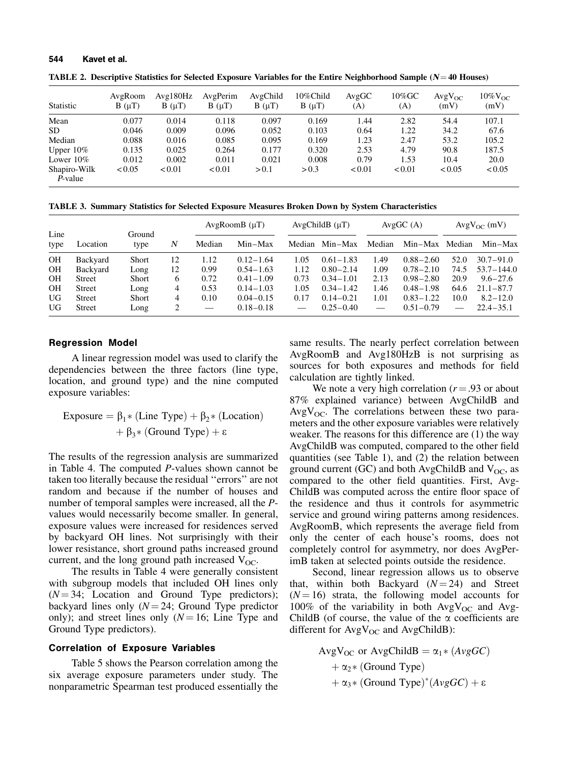TABLE 2. Descriptive Statistics for Selected Exposure Variables for the Entire Neighborhood Sample ($N = 40$ Houses)

| Statistic | AvgRoom B (μT) | Avg180Hz B (μT) | AvgPerim B (μT) | AvgChild B (μT) | 10%Child B (μT) | AvgGC (A) | 10%GC (A) | Avg$V_{OC}$ (mV) | 10%$V_{OC}$ (mV) |
|---|---|---|---|---|---|---|---|---|---|
| Mean | 0.077 | 0.014 | 0.118 | 0.097 | 0.169 | 1.44 | 2.82 | 54.4 | 107.1 |
| SD | 0.046 | 0.009 | 0.096 | 0.052 | 0.103 | 0.64 | 1.22 | 34.2 | 67.6 |
| Median | 0.088 | 0.016 | 0.085 | 0.095 | 0.169 | 1.23 | 2.47 | 53.2 | 105.2 |
| Upper 10% | 0.135 | 0.025 | 0.264 | 0.177 | 0.320 | 2.53 | 4.79 | 90.8 | 187.5 |
| Lower 10% | 0.012 | 0.002 | 0.011 | 0.021 | 0.008 | 0.79 | 1.53 | 10.4 | 20.0 |
| Shapiro-Wilk *P*-value | <0.05 | <0.01 | <0.01 | >0.1 | >0.3 | <0.01 | <0.01 | <0.05 | <0.05 |

TABLE 3. Summary Statistics for Selected Exposure Measures Broken Down by System Characteristics

| Line type | Location | Ground type | N | AvgRoomB (μT) | | AvgChildB (μT) | | AvgGC (A) | | Avg$V_{OC}$ (mV) | |
|---|---|---|---|---|---|---|---|---|---|---|---|
| | | | | Median | Min–Max | Median | Min–Max | Median | Min–Max | Median | Min–Max |
| OH | Backyard | Short | 12 | 1.12 | 0.12–1.64 | 1.05 | 0.61–1.83 | 1.49 | 0.88–2.60 | 52.0 | 30.7–91.0 |
| OH | Backyard | Long | 12 | 0.99 | 0.54–1.63 | 1.12 | 0.80–2.14 | 1.09 | 0.78–2.10 | 74.5 | 53.7–144.0 |
| OH | Street | Short | 6 | 0.72 | 0.41–1.09 | 0.73 | 0.34–1.01 | 2.13 | 0.98–2.80 | 20.9 | 9.6–27.6 |
| OH | Street | Long | 4 | 0.53 | 0.14–1.03 | 1.05 | 0.34–1.42 | 1.46 | 0.48–1.98 | 64.6 | 21.1–87.7 |
| UG | Street | Short | 4 | 0.10 | 0.04–0.15 | 0.17 | 0.14–0.21 | 1.01 | 0.83–1.22 | 10.0 | 8.2–12.0 |
| UG | Street | Long | 2 | — | 0.18–0.18 | — | 0.25–0.40 | — | 0.51–0.79 | — | 22.4–35.1 |

### Regression Model

A linear regression model was used to clarify the dependencies between the three factors (line type, location, and ground type) and the nine computed exposure variables:

$$\text{Exposure} = \beta_1 * (\text{Line Type}) + \beta_2 * (\text{Location}) + \beta_3 * (\text{Ground Type}) + \varepsilon$$

The results of the regression analysis are summarized in Table 4. The computed *P*-values shown cannot be taken too literally because the residual ''errors'' are not random and because if the number of houses and number of temporal samples were increased, all the *P*-values would necessarily become smaller. In general, exposure values were increased for residences served by backyard OH lines. Not surprisingly with their lower resistance, short ground paths increased ground current, and the long ground path increased $V_{OC}$.

The results in Table 4 were generally consistent with subgroup models that included OH lines only ($N = 34$; Location and Ground Type predictors); backyard lines only ($N = 24$; Ground Type predictor only); and street lines only ($N = 16$; Line Type and Ground Type predictors).

### Correlation of Exposure Variables

Table 5 shows the Pearson correlation among the six average exposure parameters under study. The nonparametric Spearman test produced essentially the same results. The nearly perfect correlation between AvgRoomB and Avg180HzB is not surprising as sources for both exposures and methods for field calculation are tightly linked.

We note a very high correlation ($r = .93$ or about 87% explained variance) between AvgChildB and Avg$V_{OC}$. The correlations between these two parameters and the other exposure variables were relatively weaker. The reasons for this difference are (1) the way AvgChildB was computed, compared to the other field quantities (see Table 1), and (2) the relation between ground current (GC) and both AvgChildB and $V_{OC}$, as compared to the other field quantities. First, AvgChildB was computed across the entire floor space of the residence and thus it controls for asymmetric service and ground wiring patterns among residences. AvgRoomB, which represents the average field from only the center of each house's rooms, does not completely control for asymmetry, nor does AvgPerimB taken at selected points outside the residence.

Second, linear regression allows us to observe that, within both Backyard ($N = 24$) and Street ($N = 16$) strata, the following model accounts for 100% of the variability in both Avg$V_{OC}$ and AvgChildB (of course, the value of the α coefficients are different for Avg$V_{OC}$ and AvgChildB):

$$\text{Avg}V_{OC} \text{ or AvgChildB} = \alpha_1 * (\mathit{AvgGC}) + \alpha_2 * (\text{Ground Type}) + \alpha_3 * (\text{Ground Type})^*(\mathit{AvgGC}) + \varepsilon$$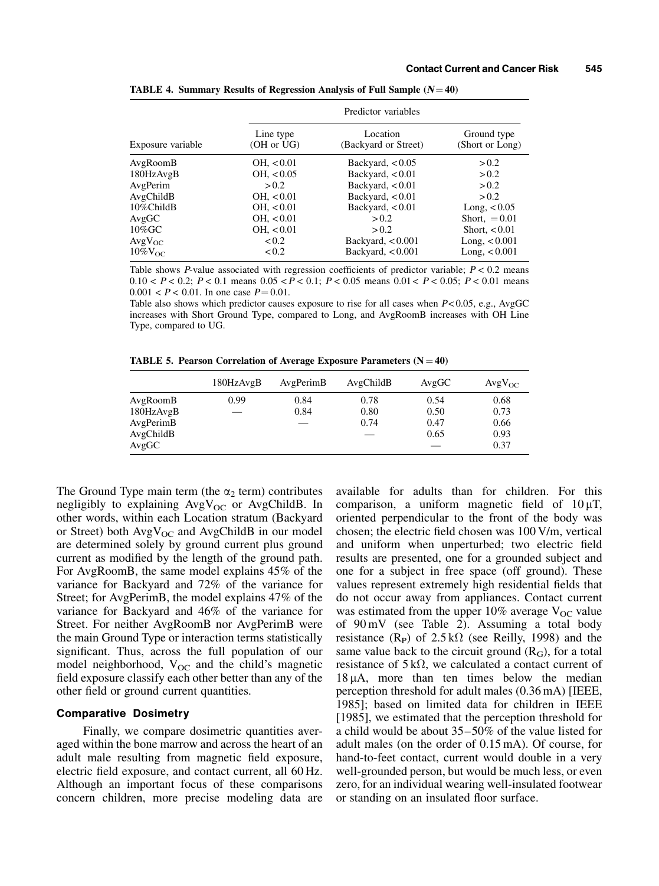**TABLE 4. Summary Results of Regression Analysis of Full Sample ($N = 40$)**

| | Predictor variables | | |
|---|---|---|---|
| Exposure variable | Line type (OH or UG) | Location (Backyard or Street) | Ground type (Short or Long) |
| AvgRoomB | OH, $<0.01$ | Backyard, $<0.05$ | $>0.2$ |
| 180HzAvgB | OH, $<0.05$ | Backyard, $<0.01$ | $>0.2$ |
| AvgPerim | $>0.2$ | Backyard, $<0.01$ | $>0.2$ |
| AvgChildB | OH, $<0.01$ | Backyard, $<0.01$ | $>0.2$ |
| 10%ChildB | OH, $<0.01$ | Backyard, $<0.01$ | Long, $<0.05$ |
| AvgGC | OH, $<0.01$ | $>0.2$ | Short, $=0.01$ |
| 10%GC | OH, $<0.01$ | $>0.2$ | Short, $<0.01$ |
| $AvgV_{OC}$ | $<0.2$ | Backyard, $<0.001$ | Long, $<0.001$ |
| $10\%V_{OC}$ | $<0.2$ | Backyard, $<0.001$ | Long, $<0.001$ |

Table shows *P*-value associated with regression coefficients of predictor variable; $P < 0.2$ means $0.10 < P < 0.2$; $P < 0.1$ means $0.05 < P < 0.1$; $P < 0.05$ means $0.01 < P < 0.05$; $P < 0.01$ means $0.001 < P < 0.01$. In one case $P = 0.01$.

Table also shows which predictor causes exposure to rise for all cases when $P < 0.05$, e.g., AvgGC increases with Short Ground Type, compared to Long, and AvgRoomB increases with OH Line Type, compared to UG.

**TABLE 5. Pearson Correlation of Average Exposure Parameters ($N = 40$)**

| | 180HzAvgB | AvgPerimB | AvgChildB | AvgGC | $AvgV_{OC}$ |
|---|---|---|---|---|---|
| AvgRoomB | 0.99 | 0.84 | 0.78 | 0.54 | 0.68 |
| 180HzAvgB | — | 0.84 | 0.80 | 0.50 | 0.73 |
| AvgPerimB | | — | 0.74 | 0.47 | 0.66 |
| AvgChildB | | | — | 0.65 | 0.93 |
| AvgGC | | | | — | 0.37 |

The Ground Type main term (the $\alpha_2$ term) contributes negligibly to explaining $AvgV_{OC}$ or AvgChildB. In other words, within each Location stratum (Backyard or Street) both $AvgV_{OC}$ and AvgChildB in our model are determined solely by ground current plus ground current as modified by the length of the ground path. For AvgRoomB, the same model explains 45% of the variance for Backyard and 72% of the variance for Street; for AvgPerimB, the model explains 47% of the variance for Backyard and 46% of the variance for Street. For neither AvgRoomB nor AvgPerimB were the main Ground Type or interaction terms statistically significant. Thus, across the full population of our model neighborhood, $V_{OC}$ and the child's magnetic field exposure classify each other better than any of the other field or ground current quantities.

### Comparative Dosimetry

Finally, we compare dosimetric quantities averaged within the bone marrow and across the heart of an adult male resulting from magnetic field exposure, electric field exposure, and contact current, all 60 Hz. Although an important focus of these comparisons concern children, more precise modeling data are available for adults than for children. For this comparison, a uniform magnetic field of $10\,\mu T$, oriented perpendicular to the front of the body was chosen; the electric field chosen was 100 V/m, vertical and uniform when unperturbed; two electric field results are presented, one for a grounded subject and one for a subject in free space (off ground). These values represent extremely high residential fields that do not occur away from appliances. Contact current was estimated from the upper 10% average $V_{OC}$ value of 90 mV (see Table 2). Assuming a total body resistance ($R_P$) of $2.5\,k\Omega$ (see Reilly, 1998) and the same value back to the circuit ground ($R_G$), for a total resistance of $5\,k\Omega$, we calculated a contact current of $18\,\mu A$, more than ten times below the median perception threshold for adult males (0.36 mA) [IEEE, 1985]; based on limited data for children in IEEE [1985], we estimated that the perception threshold for a child would be about 35–50% of the value listed for adult males (on the order of 0.15 mA). Of course, for hand-to-feet contact, current would double in a very well-grounded person, but would be much less, or even zero, for an individual wearing well-insulated footwear or standing on an insulated floor surface.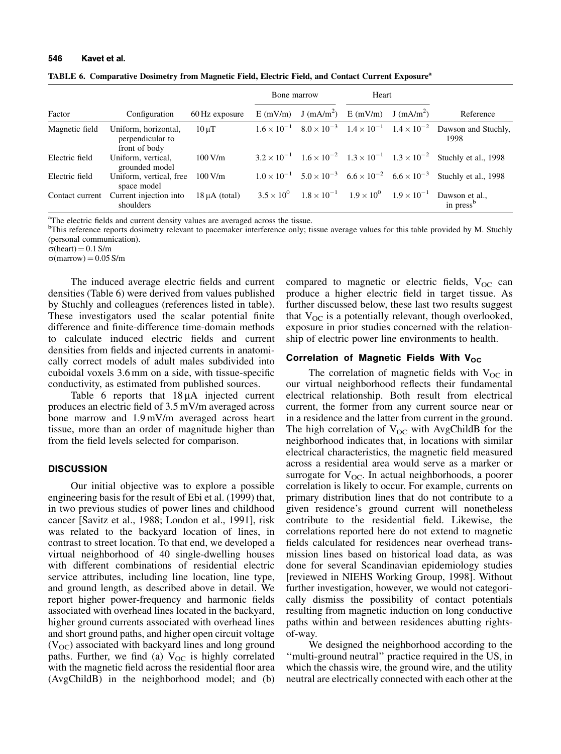**TABLE 6. Comparative Dosimetry from Magnetic Field, Electric Field, and Contact Current Exposure[a]**

| Factor | Configuration | 60 Hz exposure | Bone marrow | | Heart | | Reference |
|---|---|---|---|---|---|---|---|
| | | | E (mV/m) | J (mA/m$^2$) | E (mV/m) | J (mA/m$^2$) | |
| Magnetic field | Uniform, horizontal, perpendicular to front of body | 10 μT | $1.6 \times 10^{-1}$ | $8.0 \times 10^{-3}$ | $1.4 \times 10^{-1}$ | $1.4 \times 10^{-2}$ | Dawson and Stuchly, 1998 |
| Electric field | Uniform, vertical, grounded model | 100 V/m | $3.2 \times 10^{-1}$ | $1.6 \times 10^{-2}$ | $1.3 \times 10^{-1}$ | $1.3 \times 10^{-2}$ | Stuchly et al., 1998 |
| Electric field | Uniform, vertical, free space model | 100 V/m | $1.0 \times 10^{-1}$ | $5.0 \times 10^{-3}$ | $6.6 \times 10^{-2}$ | $6.6 \times 10^{-3}$ | Stuchly et al., 1998 |
| Contact current | Current injection into shoulders | 18 μA (total) | $3.5 \times 10^{0}$ | $1.8 \times 10^{-1}$ | $1.9 \times 10^{0}$ | $1.9 \times 10^{-1}$ | Dawson et al., in press[b] |

[a]The electric fields and current density values are averaged across the tissue.

[b]This reference reports dosimetry relevant to pacemaker interference only; tissue average values for this table provided by M. Stuchly (personal communication).

$\sigma$(heart) = 0.1 S/m

$\sigma$(marrow) = 0.05 S/m

The induced average electric fields and current densities (Table 6) were derived from values published by Stuchly and colleagues (references listed in table). These investigators used the scalar potential finite difference and finite-difference time-domain methods to calculate induced electric fields and current densities from fields and injected currents in anatomically correct models of adult males subdivided into cuboidal voxels 3.6 mm on a side, with tissue-specific conductivity, as estimated from published sources.

Table 6 reports that 18 μA injected current produces an electric field of 3.5 mV/m averaged across bone marrow and 1.9 mV/m averaged across heart tissue, more than an order of magnitude higher than from the field levels selected for comparison.

## DISCUSSION

Our initial objective was to explore a possible engineering basis for the result of Ebi et al. (1999) that, in two previous studies of power lines and childhood cancer [Savitz et al., 1988; London et al., 1991], risk was related to the backyard location of lines, in contrast to street location. To that end, we developed a virtual neighborhood of 40 single-dwelling houses with different combinations of residential electric service attributes, including line location, line type, and ground length, as described above in detail. We report higher power-frequency and harmonic fields associated with overhead lines located in the backyard, higher ground currents associated with overhead lines and short ground paths, and higher open circuit voltage ($V_{OC}$) associated with backyard lines and long ground paths. Further, we find (a) $V_{OC}$ is highly correlated with the magnetic field across the residential floor area (AvgChildB) in the neighborhood model; and (b) compared to magnetic or electric fields, $V_{OC}$ can produce a higher electric field in target tissue. As further discussed below, these last two results suggest that $V_{OC}$ is a potentially relevant, though overlooked, exposure in prior studies concerned with the relationship of electric power line environments to health.

### Correlation of Magnetic Fields With $V_{OC}$

The correlation of magnetic fields with $V_{OC}$ in our virtual neighborhood reflects their fundamental electrical relationship. Both result from electrical current, the former from any current source near or in a residence and the latter from current in the ground. The high correlation of $V_{OC}$ with AvgChildB for the neighborhood indicates that, in locations with similar electrical characteristics, the magnetic field measured across a residential area would serve as a marker or surrogate for $V_{OC}$. In actual neighborhoods, a poorer correlation is likely to occur. For example, currents on primary distribution lines that do not contribute to a given residence's ground current will nonetheless contribute to the residential field. Likewise, the correlations reported here do not extend to magnetic fields calculated for residences near overhead transmission lines based on historical load data, as was done for several Scandinavian epidemiology studies [reviewed in NIEHS Working Group, 1998]. Without further investigation, however, we would not categorically dismiss the possibility of contact potentials resulting from magnetic induction on long conductive paths within and between residences abutting rights-of-way.

We designed the neighborhood according to the "multi-ground neutral" practice required in the US, in which the chassis wire, the ground wire, and the utility neutral are electrically connected with each other at the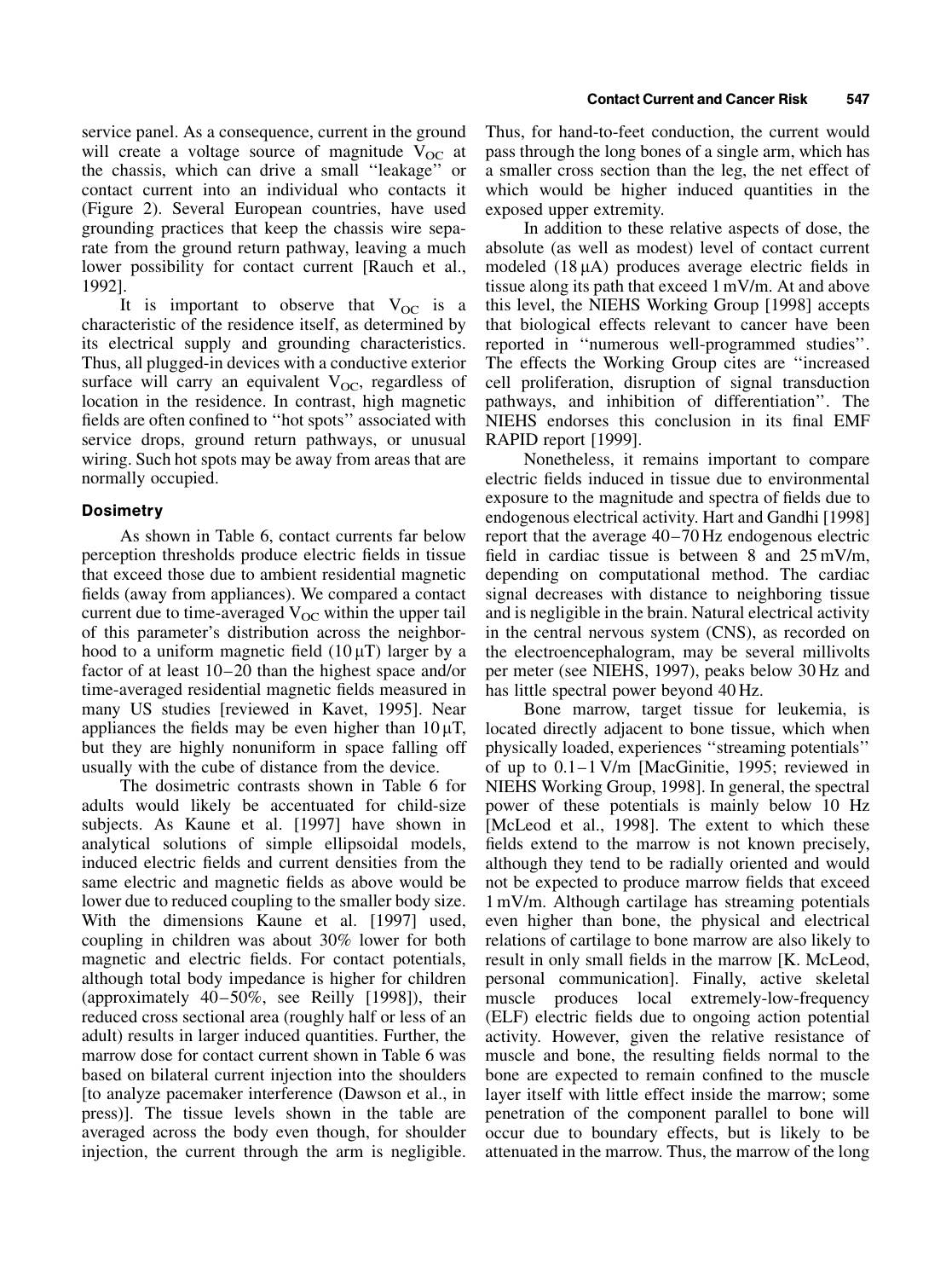service panel. As a consequence, current in the ground will create a voltage source of magnitude $V_{OC}$ at the chassis, which can drive a small ''leakage'' or contact current into an individual who contacts it (Figure 2). Several European countries, have used grounding practices that keep the chassis wire separate from the ground return pathway, leaving a much lower possibility for contact current [Rauch et al., 1992].

It is important to observe that $V_{OC}$ is a characteristic of the residence itself, as determined by its electrical supply and grounding characteristics. Thus, all plugged-in devices with a conductive exterior surface will carry an equivalent $V_{OC}$, regardless of location in the residence. In contrast, high magnetic fields are often confined to ''hot spots'' associated with service drops, ground return pathways, or unusual wiring. Such hot spots may be away from areas that are normally occupied.

### Dosimetry

As shown in Table 6, contact currents far below perception thresholds produce electric fields in tissue that exceed those due to ambient residential magnetic fields (away from appliances). We compared a contact current due to time-averaged $V_{OC}$ within the upper tail of this parameter's distribution across the neighborhood to a uniform magnetic field (10 μT) larger by a factor of at least 10–20 than the highest space and/or time-averaged residential magnetic fields measured in many US studies [reviewed in Kavet, 1995]. Near appliances the fields may be even higher than 10 μT, but they are highly nonuniform in space falling off usually with the cube of distance from the device.

The dosimetric contrasts shown in Table 6 for adults would likely be accentuated for child-size subjects. As Kaune et al. [1997] have shown in analytical solutions of simple ellipsoidal models, induced electric fields and current densities from the same electric and magnetic fields as above would be lower due to reduced coupling to the smaller body size. With the dimensions Kaune et al. [1997] used, coupling in children was about 30% lower for both magnetic and electric fields. For contact potentials, although total body impedance is higher for children (approximately 40–50%, see Reilly [1998]), their reduced cross sectional area (roughly half or less of an adult) results in larger induced quantities. Further, the marrow dose for contact current shown in Table 6 was based on bilateral current injection into the shoulders [to analyze pacemaker interference (Dawson et al., in press)]. The tissue levels shown in the table are averaged across the body even though, for shoulder injection, the current through the arm is negligible. Thus, for hand-to-feet conduction, the current would pass through the long bones of a single arm, which has a smaller cross section than the leg, the net effect of which would be higher induced quantities in the exposed upper extremity.

In addition to these relative aspects of dose, the absolute (as well as modest) level of contact current modeled (18 μA) produces average electric fields in tissue along its path that exceed 1 mV/m. At and above this level, the NIEHS Working Group [1998] accepts that biological effects relevant to cancer have been reported in ''numerous well-programmed studies''. The effects the Working Group cites are ''increased cell proliferation, disruption of signal transduction pathways, and inhibition of differentiation''. The NIEHS endorses this conclusion in its final EMF RAPID report [1999].

Nonetheless, it remains important to compare electric fields induced in tissue due to environmental exposure to the magnitude and spectra of fields due to endogenous electrical activity. Hart and Gandhi [1998] report that the average 40–70 Hz endogenous electric field in cardiac tissue is between 8 and 25 mV/m, depending on computational method. The cardiac signal decreases with distance to neighboring tissue and is negligible in the brain. Natural electrical activity in the central nervous system (CNS), as recorded on the electroencephalogram, may be several millivolts per meter (see NIEHS, 1997), peaks below 30 Hz and has little spectral power beyond 40 Hz.

Bone marrow, target tissue for leukemia, is located directly adjacent to bone tissue, which when physically loaded, experiences ''streaming potentials'' of up to 0.1–1 V/m [MacGinitie, 1995; reviewed in NIEHS Working Group, 1998]. In general, the spectral power of these potentials is mainly below 10 Hz [McLeod et al., 1998]. The extent to which these fields extend to the marrow is not known precisely, although they tend to be radially oriented and would not be expected to produce marrow fields that exceed 1 mV/m. Although cartilage has streaming potentials even higher than bone, the physical and electrical relations of cartilage to bone marrow are also likely to result in only small fields in the marrow [K. McLeod, personal communication]. Finally, active skeletal muscle produces local extremely-low-frequency (ELF) electric fields due to ongoing action potential activity. However, given the relative resistance of muscle and bone, the resulting fields normal to the bone are expected to remain confined to the muscle layer itself with little effect inside the marrow; some penetration of the component parallel to bone will occur due to boundary effects, but is likely to be attenuated in the marrow. Thus, the marrow of the long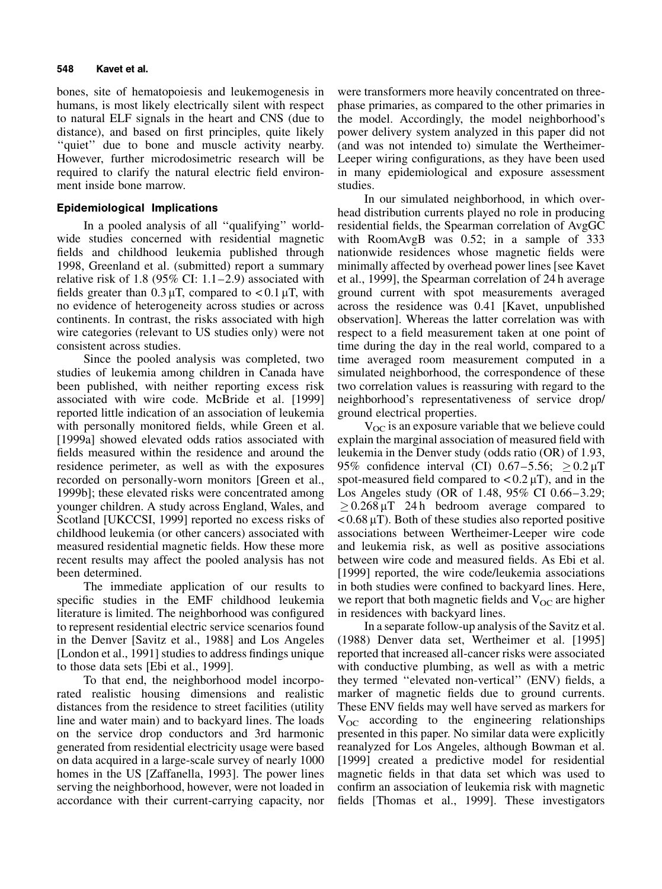bones, site of hematopoiesis and leukemogenesis in humans, is most likely electrically silent with respect to natural ELF signals in the heart and CNS (due to distance), and based on first principles, quite likely "quiet" due to bone and muscle activity nearby. However, further microdosimetric research will be required to clarify the natural electric field environment inside bone marrow.

### Epidemiological Implications

In a pooled analysis of all "qualifying" worldwide studies concerned with residential magnetic fields and childhood leukemia published through 1998, Greenland et al. (submitted) report a summary relative risk of 1.8 (95% CI: 1.1–2.9) associated with fields greater than 0.3 μT, compared to < 0.1 μT, with no evidence of heterogeneity across studies or across continents. In contrast, the risks associated with high wire categories (relevant to US studies only) were not consistent across studies.

Since the pooled analysis was completed, two studies of leukemia among children in Canada have been published, with neither reporting excess risk associated with wire code. McBride et al. [1999] reported little indication of an association of leukemia with personally monitored fields, while Green et al. [1999a] showed elevated odds ratios associated with fields measured within the residence and around the residence perimeter, as well as with the exposures recorded on personally-worn monitors [Green et al., 1999b]; these elevated risks were concentrated among younger children. A study across England, Wales, and Scotland [UKCCSI, 1999] reported no excess risks of childhood leukemia (or other cancers) associated with measured residential magnetic fields. How these more recent results may affect the pooled analysis has not been determined.

The immediate application of our results to specific studies in the EMF childhood leukemia literature is limited. The neighborhood was configured to represent residential electric service scenarios found in the Denver [Savitz et al., 1988] and Los Angeles [London et al., 1991] studies to address findings unique to those data sets [Ebi et al., 1999].

To that end, the neighborhood model incorporated realistic housing dimensions and realistic distances from the residence to street facilities (utility line and water main) and to backyard lines. The loads on the service drop conductors and 3rd harmonic generated from residential electricity usage were based on data acquired in a large-scale survey of nearly 1000 homes in the US [Zaffanella, 1993]. The power lines serving the neighborhood, however, were not loaded in accordance with their current-carrying capacity, nor were transformers more heavily concentrated on three-phase primaries, as compared to the other primaries in the model. Accordingly, the model neighborhood's power delivery system analyzed in this paper did not (and was not intended to) simulate the Wertheimer-Leeper wiring configurations, as they have been used in many epidemiological and exposure assessment studies.

In our simulated neighborhood, in which overhead distribution currents played no role in producing residential fields, the Spearman correlation of AvgGC with RoomAvgB was 0.52; in a sample of 333 nationwide residences whose magnetic fields were minimally affected by overhead power lines [see Kavet et al., 1999], the Spearman correlation of 24 h average ground current with spot measurements averaged across the residence was 0.41 [Kavet, unpublished observation]. Whereas the latter correlation was with respect to a field measurement taken at one point of time during the day in the real world, compared to a time averaged room measurement computed in a simulated neighborhood, the correspondence of these two correlation values is reassuring with regard to the neighborhood's representativeness of service drop/ground electrical properties.

$V_{OC}$ is an exposure variable that we believe could explain the marginal association of measured field with leukemia in the Denver study (odds ratio (OR) of 1.93, 95% confidence interval (CI) 0.67–5.56; $\geq 0.2\,\mu T$ spot-measured field compared to $< 0.2\,\mu T$), and in the Los Angeles study (OR of 1.48, 95% CI 0.66–3.29; $\geq 0.268\,\mu T$ 24 h bedroom average compared to $< 0.68\,\mu T$). Both of these studies also reported positive associations between Wertheimer-Leeper wire code and leukemia risk, as well as positive associations between wire code and measured fields. As Ebi et al. [1999] reported, the wire code/leukemia associations in both studies were confined to backyard lines. Here, we report that both magnetic fields and $V_{OC}$ are higher in residences with backyard lines.

In a separate follow-up analysis of the Savitz et al. (1988) Denver data set, Wertheimer et al. [1995] reported that increased all-cancer risks were associated with conductive plumbing, as well as with a metric they termed "elevated non-vertical" (ENV) fields, a marker of magnetic fields due to ground currents. These ENV fields may well have served as markers for $V_{OC}$ according to the engineering relationships presented in this paper. No similar data were explicitly reanalyzed for Los Angeles, although Bowman et al. [1999] created a predictive model for residential magnetic fields in that data set which was used to confirm an association of leukemia risk with magnetic fields [Thomas et al., 1999]. These investigators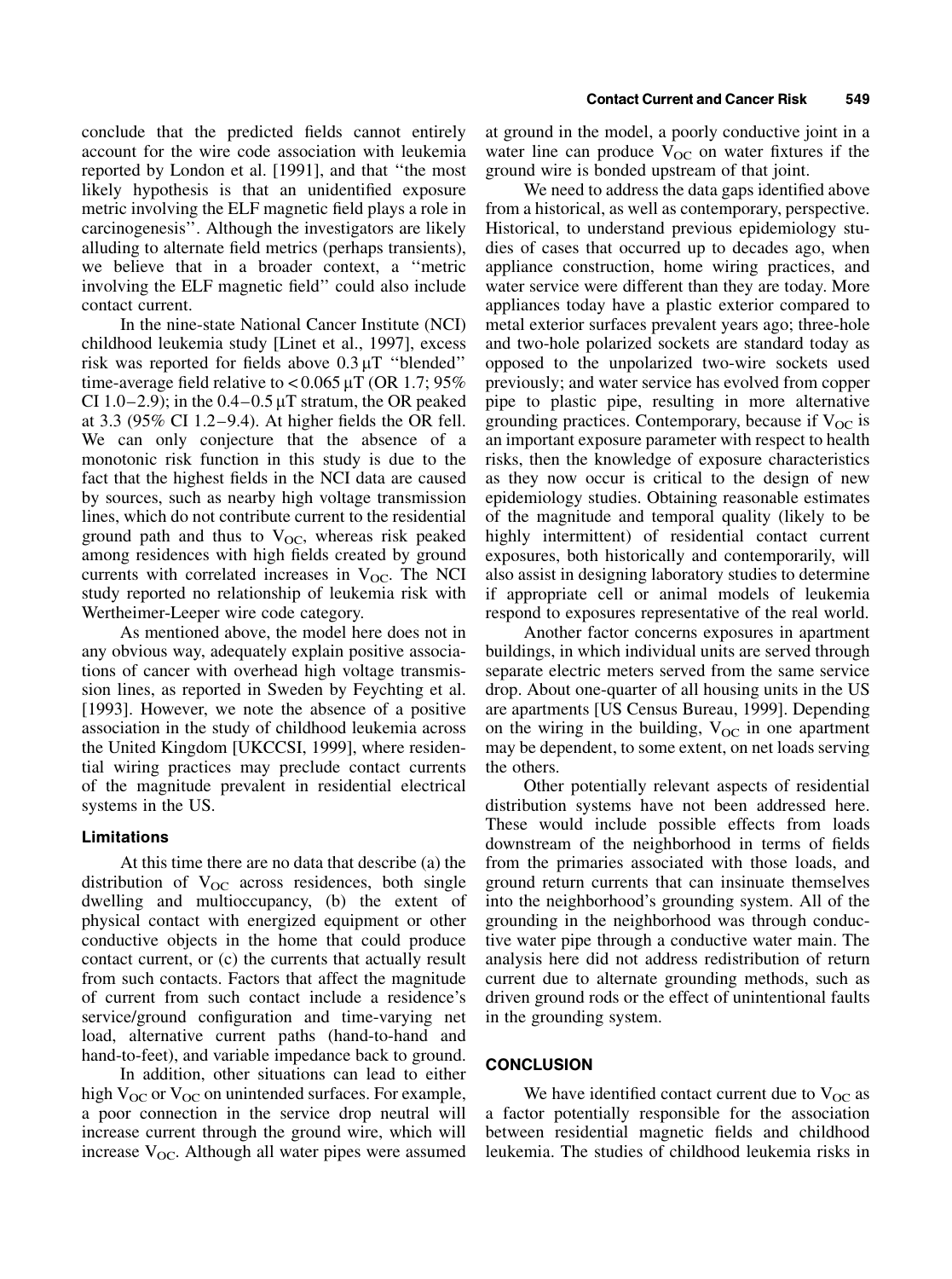conclude that the predicted fields cannot entirely account for the wire code association with leukemia reported by London et al. [1991], and that ''the most likely hypothesis is that an unidentified exposure metric involving the ELF magnetic field plays a role in carcinogenesis''. Although the investigators are likely alluding to alternate field metrics (perhaps transients), we believe that in a broader context, a ''metric involving the ELF magnetic field'' could also include contact current.

In the nine-state National Cancer Institute (NCI) childhood leukemia study [Linet et al., 1997], excess risk was reported for fields above 0.3 μT ''blended'' time-average field relative to < 0.065 μT (OR 1.7; 95% CI 1.0–2.9); in the 0.4–0.5 μT stratum, the OR peaked at 3.3 (95% CI 1.2–9.4). At higher fields the OR fell. We can only conjecture that the absence of a monotonic risk function in this study is due to the fact that the highest fields in the NCI data are caused by sources, such as nearby high voltage transmission lines, which do not contribute current to the residential ground path and thus to $V_{OC}$, whereas risk peaked among residences with high fields created by ground currents with correlated increases in $V_{OC}$. The NCI study reported no relationship of leukemia risk with Wertheimer-Leeper wire code category.

As mentioned above, the model here does not in any obvious way, adequately explain positive associations of cancer with overhead high voltage transmission lines, as reported in Sweden by Feychting et al. [1993]. However, we note the absence of a positive association in the study of childhood leukemia across the United Kingdom [UKCCSI, 1999], where residential wiring practices may preclude contact currents of the magnitude prevalent in residential electrical systems in the US.

### Limitations

At this time there are no data that describe (a) the distribution of $V_{OC}$ across residences, both single dwelling and multioccupancy, (b) the extent of physical contact with energized equipment or other conductive objects in the home that could produce contact current, or (c) the currents that actually result from such contacts. Factors that affect the magnitude of current from such contact include a residence's service/ground configuration and time-varying net load, alternative current paths (hand-to-hand and hand-to-feet), and variable impedance back to ground.

In addition, other situations can lead to either high $V_{OC}$ or $V_{OC}$ on unintended surfaces. For example, a poor connection in the service drop neutral will increase current through the ground wire, which will increase $V_{OC}$. Although all water pipes were assumed at ground in the model, a poorly conductive joint in a water line can produce $V_{OC}$ on water fixtures if the ground wire is bonded upstream of that joint.

We need to address the data gaps identified above from a historical, as well as contemporary, perspective. Historical, to understand previous epidemiology studies of cases that occurred up to decades ago, when appliance construction, home wiring practices, and water service were different than they are today. More appliances today have a plastic exterior compared to metal exterior surfaces prevalent years ago; three-hole and two-hole polarized sockets are standard today as opposed to the unpolarized two-wire sockets used previously; and water service has evolved from copper pipe to plastic pipe, resulting in more alternative grounding practices. Contemporary, because if $V_{OC}$ is an important exposure parameter with respect to health risks, then the knowledge of exposure characteristics as they now occur is critical to the design of new epidemiology studies. Obtaining reasonable estimates of the magnitude and temporal quality (likely to be highly intermittent) of residential contact current exposures, both historically and contemporarily, will also assist in designing laboratory studies to determine if appropriate cell or animal models of leukemia respond to exposures representative of the real world.

Another factor concerns exposures in apartment buildings, in which individual units are served through separate electric meters served from the same service drop. About one-quarter of all housing units in the US are apartments [US Census Bureau, 1999]. Depending on the wiring in the building, $V_{OC}$ in one apartment may be dependent, to some extent, on net loads serving the others.

Other potentially relevant aspects of residential distribution systems have not been addressed here. These would include possible effects from loads downstream of the neighborhood in terms of fields from the primaries associated with those loads, and ground return currents that can insinuate themselves into the neighborhood's grounding system. All of the grounding in the neighborhood was through conductive water pipe through a conductive water main. The analysis here did not address redistribution of return current due to alternate grounding methods, such as driven ground rods or the effect of unintentional faults in the grounding system.

## CONCLUSION

We have identified contact current due to $V_{OC}$ as a factor potentially responsible for the association between residential magnetic fields and childhood leukemia. The studies of childhood leukemia risks in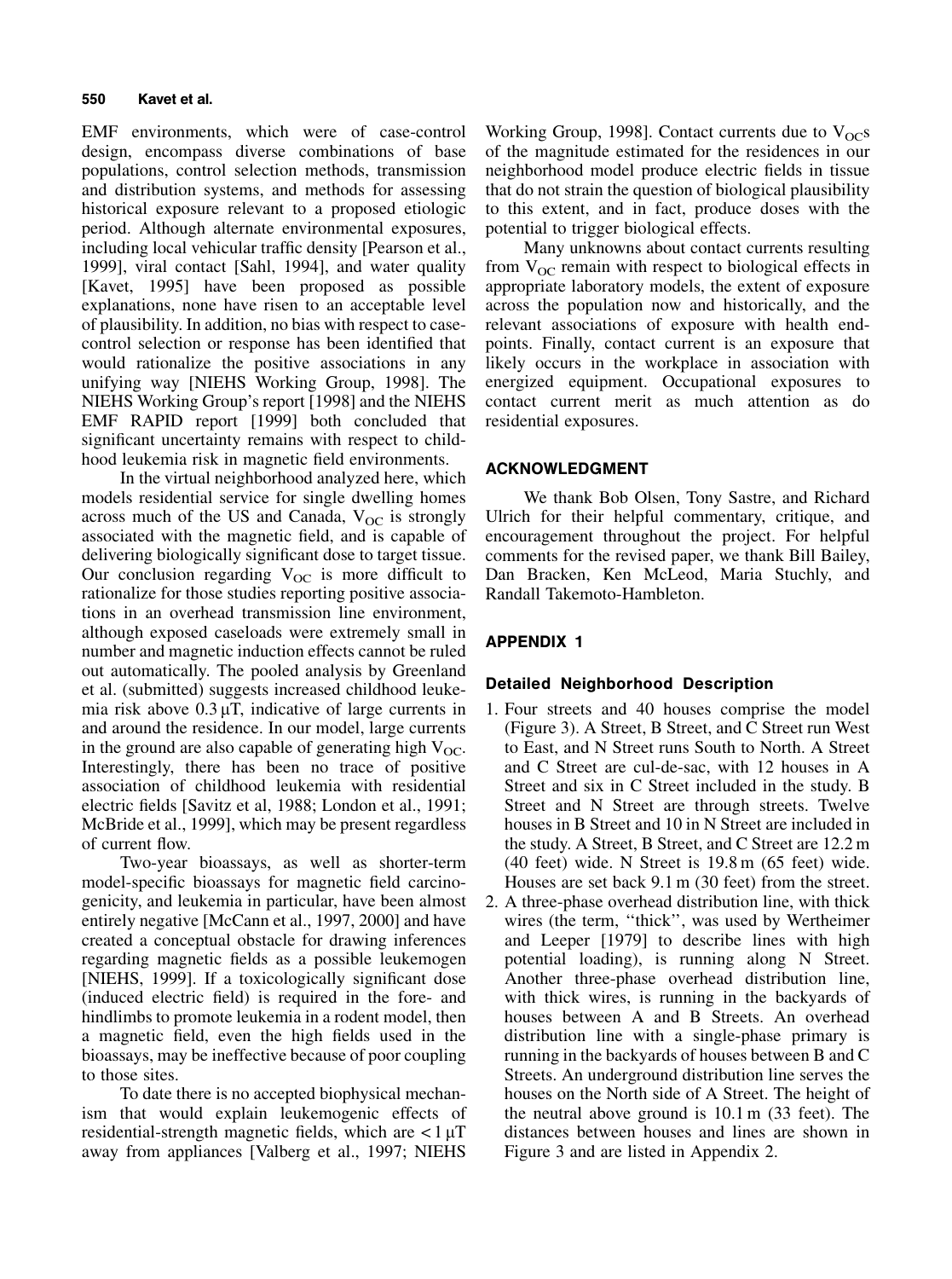EMF environments, which were of case-control design, encompass diverse combinations of base populations, control selection methods, transmission and distribution systems, and methods for assessing historical exposure relevant to a proposed etiologic period. Although alternate environmental exposures, including local vehicular traffic density [Pearson et al., 1999], viral contact [Sahl, 1994], and water quality [Kavet, 1995] have been proposed as possible explanations, none have risen to an acceptable level of plausibility. In addition, no bias with respect to case-control selection or response has been identified that would rationalize the positive associations in any unifying way [NIEHS Working Group, 1998]. The NIEHS Working Group's report [1998] and the NIEHS EMF RAPID report [1999] both concluded that significant uncertainty remains with respect to childhood leukemia risk in magnetic field environments.

In the virtual neighborhood analyzed here, which models residential service for single dwelling homes across much of the US and Canada, $V_{OC}$ is strongly associated with the magnetic field, and is capable of delivering biologically significant dose to target tissue. Our conclusion regarding $V_{OC}$ is more difficult to rationalize for those studies reporting positive associations in an overhead transmission line environment, although exposed caseloads were extremely small in number and magnetic induction effects cannot be ruled out automatically. The pooled analysis by Greenland et al. (submitted) suggests increased childhood leukemia risk above 0.3 μT, indicative of large currents in and around the residence. In our model, large currents in the ground are also capable of generating high $V_{OC}$. Interestingly, there has been no trace of positive association of childhood leukemia with residential electric fields [Savitz et al, 1988; London et al., 1991; McBride et al., 1999], which may be present regardless of current flow.

Two-year bioassays, as well as shorter-term model-specific bioassays for magnetic field carcinogenicity, and leukemia in particular, have been almost entirely negative [McCann et al., 1997, 2000] and have created a conceptual obstacle for drawing inferences regarding magnetic fields as a possible leukemogen [NIEHS, 1999]. If a toxicologically significant dose (induced electric field) is required in the fore- and hindlimbs to promote leukemia in a rodent model, then a magnetic field, even the high fields used in the bioassays, may be ineffective because of poor coupling to those sites.

To date there is no accepted biophysical mechanism that would explain leukemogenic effects of residential-strength magnetic fields, which are < 1 μT away from appliances [Valberg et al., 1997; NIEHS Working Group, 1998]. Contact currents due to $V_{OC}$s of the magnitude estimated for the residences in our neighborhood model produce electric fields in tissue that do not strain the question of biological plausibility to this extent, and in fact, produce doses with the potential to trigger biological effects.

Many unknowns about contact currents resulting from $V_{OC}$ remain with respect to biological effects in appropriate laboratory models, the extent of exposure across the population now and historically, and the relevant associations of exposure with health endpoints. Finally, contact current is an exposure that likely occurs in the workplace in association with energized equipment. Occupational exposures to contact current merit as much attention as do residential exposures.

## ACKNOWLEDGMENT

We thank Bob Olsen, Tony Sastre, and Richard Ulrich for their helpful commentary, critique, and encouragement throughout the project. For helpful comments for the revised paper, we thank Bill Bailey, Dan Bracken, Ken McLeod, Maria Stuchly, and Randall Takemoto-Hambleton.

## APPENDIX 1

### Detailed Neighborhood Description

1. Four streets and 40 houses comprise the model (Figure 3). A Street, B Street, and C Street run West to East, and N Street runs South to North. A Street and C Street are cul-de-sac, with 12 houses in A Street and six in C Street included in the study. B Street and N Street are through streets. Twelve houses in B Street and 10 in N Street are included in the study. A Street, B Street, and C Street are 12.2 m (40 feet) wide. N Street is 19.8 m (65 feet) wide. Houses are set back 9.1 m (30 feet) from the street.
2. A three-phase overhead distribution line, with thick wires (the term, "thick", was used by Wertheimer and Leeper [1979] to describe lines with high potential loading), is running along N Street. Another three-phase overhead distribution line, with thick wires, is running in the backyards of houses between A and B Streets. An overhead distribution line with a single-phase primary is running in the backyards of houses between B and C Streets. An underground distribution line serves the houses on the North side of A Street. The height of the neutral above ground is 10.1 m (33 feet). The distances between houses and lines are shown in Figure 3 and are listed in Appendix 2.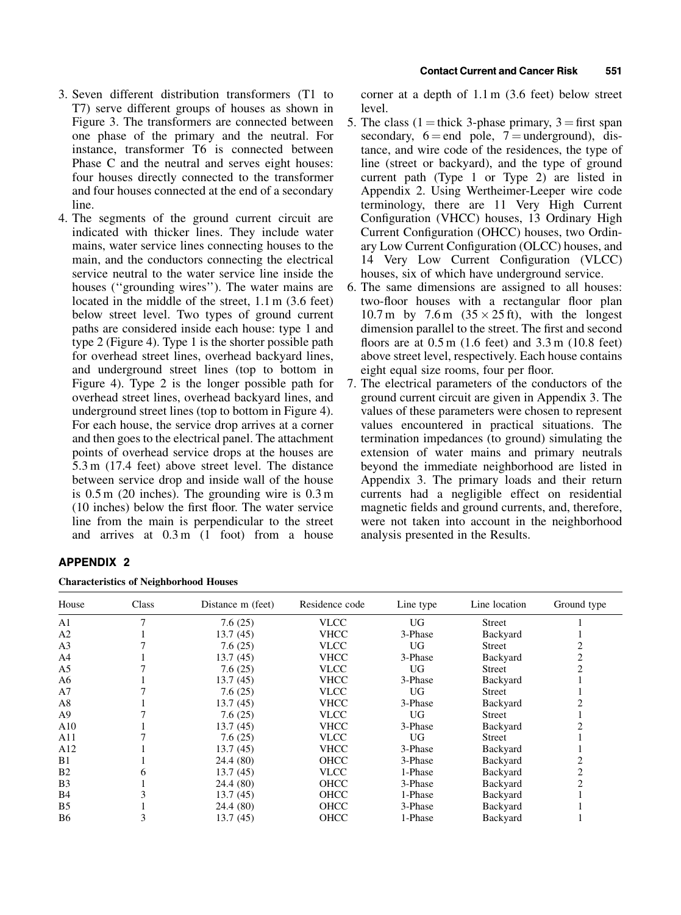3. Seven different distribution transformers (T1 to T7) serve different groups of houses as shown in Figure 3. The transformers are connected between one phase of the primary and the neutral. For instance, transformer T6 is connected between Phase C and the neutral and serves eight houses: four houses directly connected to the transformer and four houses connected at the end of a secondary line.
4. The segments of the ground current circuit are indicated with thicker lines. They include water mains, water service lines connecting houses to the main, and the conductors connecting the electrical service neutral to the water service line inside the houses (''grounding wires''). The water mains are located in the middle of the street, 1.1 m (3.6 feet) below street level. Two types of ground current paths are considered inside each house: type 1 and type 2 (Figure 4). Type 1 is the shorter possible path for overhead street lines, overhead backyard lines, and underground street lines (top to bottom in Figure 4). Type 2 is the longer possible path for overhead street lines, overhead backyard lines, and underground street lines (top to bottom in Figure 4). For each house, the service drop arrives at a corner and then goes to the electrical panel. The attachment points of overhead service drops at the houses are 5.3 m (17.4 feet) above street level. The distance between service drop and inside wall of the house is 0.5 m (20 inches). The grounding wire is 0.3 m (10 inches) below the first floor. The water service line from the main is perpendicular to the street and arrives at 0.3 m (1 foot) from a house corner at a depth of 1.1 m (3.6 feet) below street level.
5. The class (1 = thick 3-phase primary, 3 = first span secondary, 6 = end pole, 7 = underground), distance, and wire code of the residences, the type of line (street or backyard), and the type of ground current path (Type 1 or Type 2) are listed in Appendix 2. Using Wertheimer-Leeper wire code terminology, there are 11 Very High Current Configuration (VHCC) houses, 13 Ordinary High Current Configuration (OHCC) houses, two Ordinary Low Current Configuration (OLCC) houses, and 14 Very Low Current Configuration (VLCC) houses, six of which have underground service.
6. The same dimensions are assigned to all houses: two-floor houses with a rectangular floor plan 10.7 m by 7.6 m (35 × 25 ft), with the longest dimension parallel to the street. The first and second floors are at 0.5 m (1.6 feet) and 3.3 m (10.8 feet) above street level, respectively. Each house contains eight equal size rooms, four per floor.
7. The electrical parameters of the conductors of the ground current circuit are given in Appendix 3. The values of these parameters were chosen to represent values encountered in practical situations. The termination impedances (to ground) simulating the extension of water mains and primary neutrals beyond the immediate neighborhood are listed in Appendix 3. The primary loads and their return currents had a negligible effect on residential magnetic fields and ground currents, and, therefore, were not taken into account in the neighborhood analysis presented in the Results.

## APPENDIX 2

**Characteristics of Neighborhood Houses**

| House | Class | Distance m (feet) | Residence code | Line type | Line location | Ground type |
|---|---|---|---|---|---|---|
| A1 | 7 | 7.6 (25) | VLCC | UG | Street | 1 |
| A2 | 1 | 13.7 (45) | VHCC | 3-Phase | Backyard | 1 |
| A3 | 7 | 7.6 (25) | VLCC | UG | Street | 2 |
| A4 | 1 | 13.7 (45) | VHCC | 3-Phase | Backyard | 2 |
| A5 | 7 | 7.6 (25) | VLCC | UG | Street | 2 |
| A6 | 1 | 13.7 (45) | VHCC | 3-Phase | Backyard | 1 |
| A7 | 7 | 7.6 (25) | VLCC | UG | Street | 1 |
| A8 | 1 | 13.7 (45) | VHCC | 3-Phase | Backyard | 2 |
| A9 | 7 | 7.6 (25) | VLCC | UG | Street | 1 |
| A10 | 1 | 13.7 (45) | VHCC | 3-Phase | Backyard | 2 |
| A11 | 7 | 7.6 (25) | VLCC | UG | Street | 1 |
| A12 | 1 | 13.7 (45) | VHCC | 3-Phase | Backyard | 1 |
| B1 | 1 | 24.4 (80) | OHCC | 3-Phase | Backyard | 2 |
| B2 | 6 | 13.7 (45) | VLCC | 1-Phase | Backyard | 2 |
| B3 | 1 | 24.4 (80) | OHCC | 3-Phase | Backyard | 2 |
| B4 | 3 | 13.7 (45) | OHCC | 1-Phase | Backyard | 1 |
| B5 | 1 | 24.4 (80) | OHCC | 3-Phase | Backyard | 1 |
| B6 | 3 | 13.7 (45) | OHCC | 1-Phase | Backyard | 1 |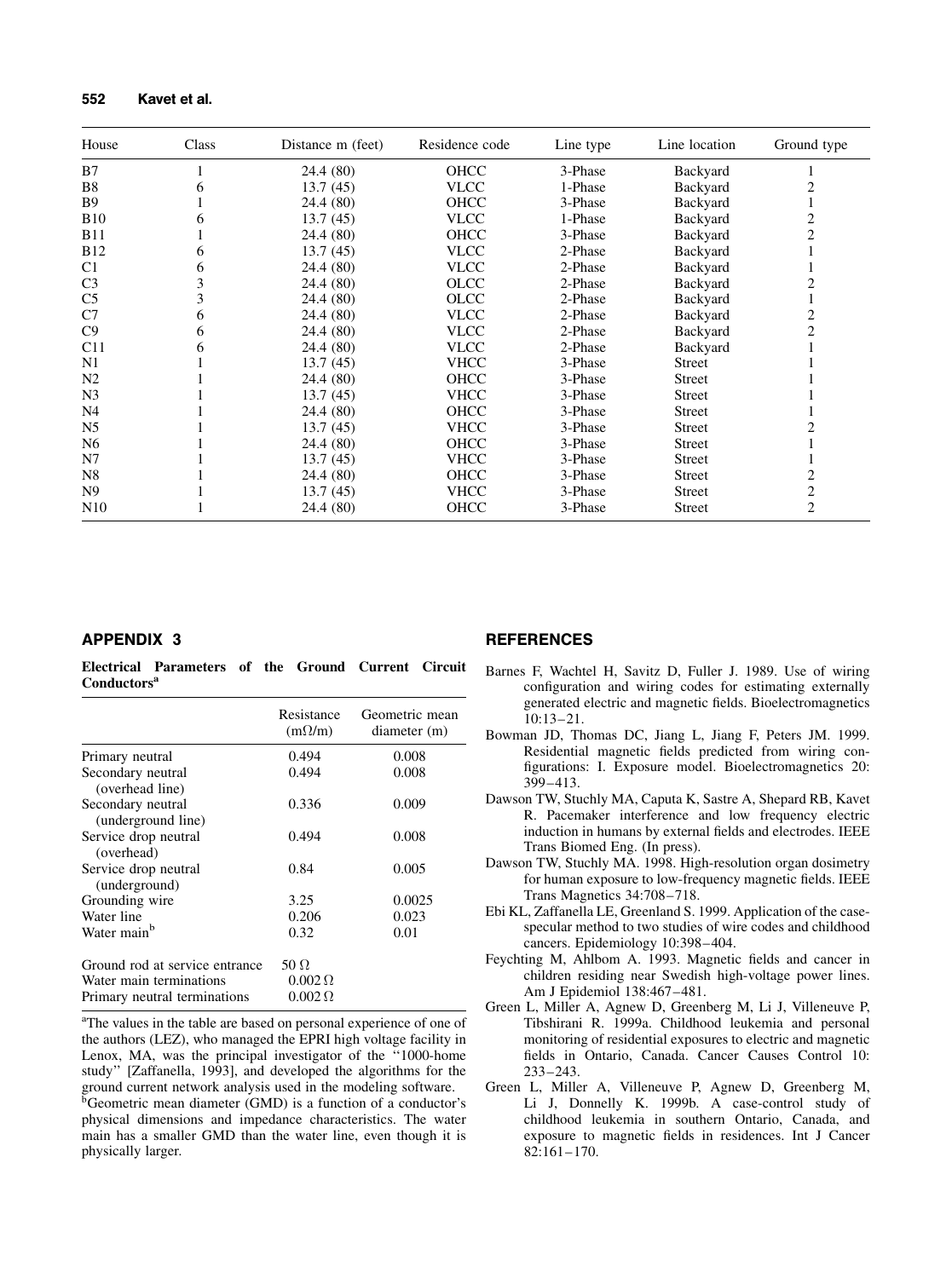| House | Class | Distance m (feet) | Residence code | Line type | Line location | Ground type |
|---|---|---|---|---|---|---|
| B7 | 1 | 24.4 (80) | OHCC | 3-Phase | Backyard | 1 |
| B8 | 6 | 13.7 (45) | VLCC | 1-Phase | Backyard | 2 |
| B9 | 1 | 24.4 (80) | OHCC | 3-Phase | Backyard | 1 |
| B10 | 6 | 13.7 (45) | VLCC | 1-Phase | Backyard | 2 |
| B11 | 1 | 24.4 (80) | OHCC | 3-Phase | Backyard | 2 |
| B12 | 6 | 13.7 (45) | VLCC | 2-Phase | Backyard | 1 |
| C1 | 6 | 24.4 (80) | VLCC | 2-Phase | Backyard | 1 |
| C3 | 3 | 24.4 (80) | OLCC | 2-Phase | Backyard | 2 |
| C5 | 3 | 24.4 (80) | OLCC | 2-Phase | Backyard | 1 |
| C7 | 6 | 24.4 (80) | VLCC | 2-Phase | Backyard | 2 |
| C9 | 6 | 24.4 (80) | VLCC | 2-Phase | Backyard | 2 |
| C11 | 6 | 24.4 (80) | VLCC | 2-Phase | Backyard | 1 |
| N1 | 1 | 13.7 (45) | VHCC | 3-Phase | Street | 1 |
| N2 | 1 | 24.4 (80) | OHCC | 3-Phase | Street | 1 |
| N3 | 1 | 13.7 (45) | VHCC | 3-Phase | Street | 1 |
| N4 | 1 | 24.4 (80) | OHCC | 3-Phase | Street | 1 |
| N5 | 1 | 13.7 (45) | VHCC | 3-Phase | Street | 2 |
| N6 | 1 | 24.4 (80) | OHCC | 3-Phase | Street | 1 |
| N7 | 1 | 13.7 (45) | VHCC | 3-Phase | Street | 1 |
| N8 | 1 | 24.4 (80) | OHCC | 3-Phase | Street | 2 |
| N9 | 1 | 13.7 (45) | VHCC | 3-Phase | Street | 2 |
| N10 | 1 | 24.4 (80) | OHCC | 3-Phase | Street | 2 |

## APPENDIX 3

**Electrical Parameters of the Ground Current Circuit Conductors[a]**

| | Resistance (mΩ/m) | Geometric mean diameter (m) |
|---|---|---|
| Primary neutral | 0.494 | 0.008 |
| Secondary neutral (overhead line) | 0.494 | 0.008 |
| Secondary neutral (underground line) | 0.336 | 0.009 |
| Service drop neutral (overhead) | 0.494 | 0.008 |
| Service drop neutral (underground) | 0.84 | 0.005 |
| Grounding wire | 3.25 | 0.0025 |
| Water line | 0.206 | 0.023 |
| Water main[b] | 0.32 | 0.01 |
| Ground rod at service entrance | 50 Ω | |
| Water main terminations | 0.002 Ω | |
| Primary neutral terminations | 0.002 Ω | |

[a]The values in the table are based on personal experience of one of the authors (LEZ), who managed the EPRI high voltage facility in Lenox, MA, was the principal investigator of the "1000-home study" [Zaffanella, 1993], and developed the algorithms for the ground current network analysis used in the modeling software.

[b]Geometric mean diameter (GMD) is a function of a conductor's physical dimensions and impedance characteristics. The water main has a smaller GMD than the water line, even though it is physically larger.

## REFERENCES

Barnes F, Wachtel H, Savitz D, Fuller J. 1989. Use of wiring configuration and wiring codes for estimating externally generated electric and magnetic fields. Bioelectromagnetics 10:13–21.

Bowman JD, Thomas DC, Jiang L, Jiang F, Peters JM. 1999. Residential magnetic fields predicted from wiring configurations: I. Exposure model. Bioelectromagnetics 20: 399–413.

Dawson TW, Stuchly MA, Caputa K, Sastre A, Shepard RB, Kavet R. Pacemaker interference and low frequency electric induction in humans by external fields and electrodes. IEEE Trans Biomed Eng. (In press).

Dawson TW, Stuchly MA. 1998. High-resolution organ dosimetry for human exposure to low-frequency magnetic fields. IEEE Trans Magnetics 34:708–718.

Ebi KL, Zaffanella LE, Greenland S. 1999. Application of the case-specular method to two studies of wire codes and childhood cancers. Epidemiology 10:398–404.

Feychting M, Ahlbom A. 1993. Magnetic fields and cancer in children residing near Swedish high-voltage power lines. Am J Epidemiol 138:467–481.

Green L, Miller A, Agnew D, Greenberg M, Li J, Villeneuve P, Tibshirani R. 1999a. Childhood leukemia and personal monitoring of residential exposures to electric and magnetic fields in Ontario, Canada. Cancer Causes Control 10: 233–243.

Green L, Miller A, Villeneuve P, Agnew D, Greenberg M, Li J, Donnelly K. 1999b. A case-control study of childhood leukemia in southern Ontario, Canada, and exposure to magnetic fields in residences. Int J Cancer 82:161–170.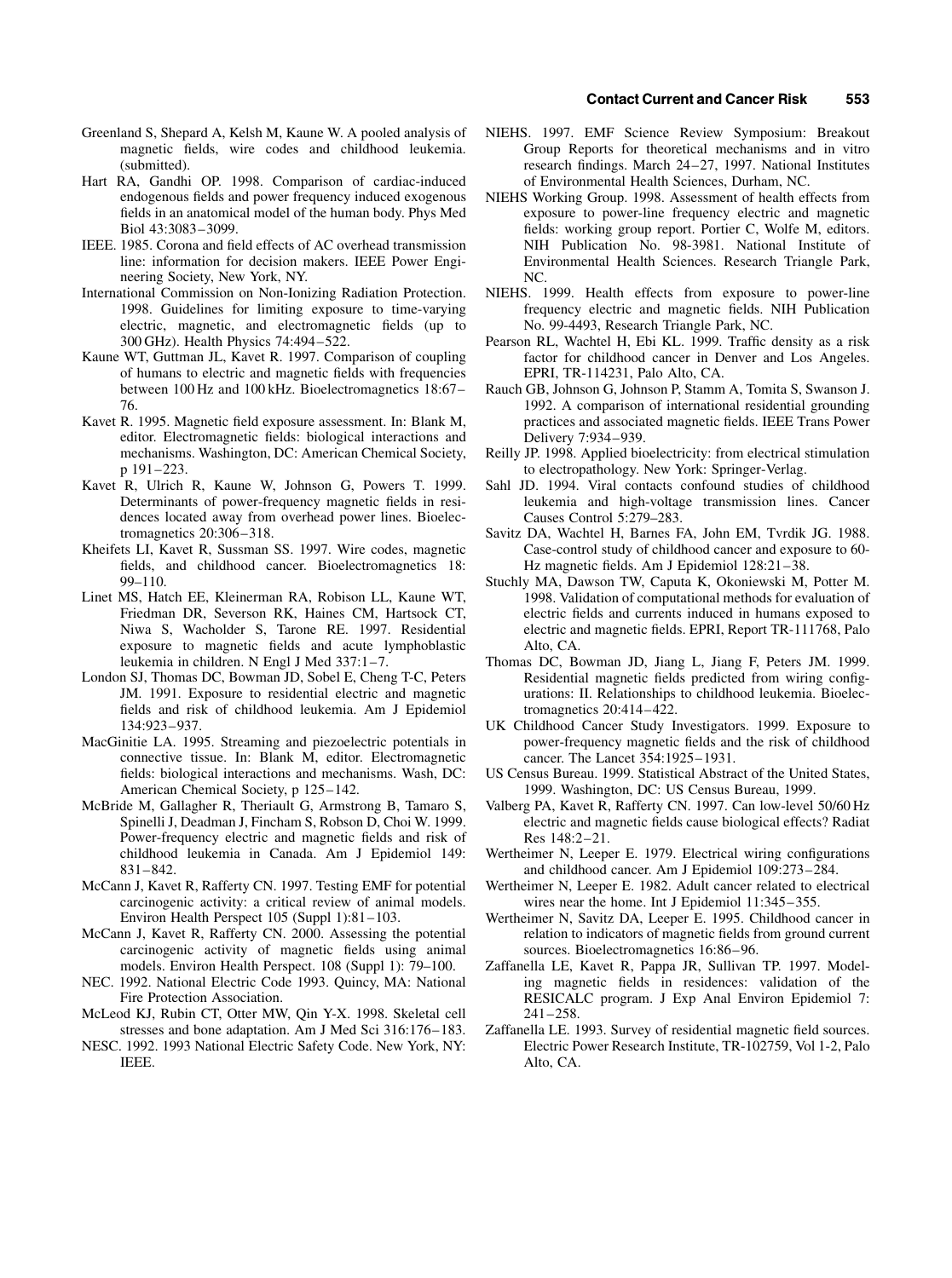Greenland S, Shepard A, Kelsh M, Kaune W. A pooled analysis of magnetic fields, wire codes and childhood leukemia. (submitted).

Hart RA, Gandhi OP. 1998. Comparison of cardiac-induced endogenous fields and power frequency induced exogenous fields in an anatomical model of the human body. Phys Med Biol 43:3083–3099.

IEEE. 1985. Corona and field effects of AC overhead transmission line: information for decision makers. IEEE Power Engineering Society, New York, NY.

International Commission on Non-Ionizing Radiation Protection. 1998. Guidelines for limiting exposure to time-varying electric, magnetic, and electromagnetic fields (up to 300 GHz). Health Physics 74:494–522.

Kaune WT, Guttman JL, Kavet R. 1997. Comparison of coupling of humans to electric and magnetic fields with frequencies between 100 Hz and 100 kHz. Bioelectromagnetics 18:67–76.

Kavet R. 1995. Magnetic field exposure assessment. In: Blank M, editor. Electromagnetic fields: biological interactions and mechanisms. Washington, DC: American Chemical Society, p 191–223.

Kavet R, Ulrich R, Kaune W, Johnson G, Powers T. 1999. Determinants of power-frequency magnetic fields in residences located away from overhead power lines. Bioelectromagnetics 20:306–318.

Kheifets LI, Kavet R, Sussman SS. 1997. Wire codes, magnetic fields, and childhood cancer. Bioelectromagnetics 18: 99–110.

Linet MS, Hatch EE, Kleinerman RA, Robison LL, Kaune WT, Friedman DR, Severson RK, Haines CM, Hartsock CT, Niwa S, Wacholder S, Tarone RE. 1997. Residential exposure to magnetic fields and acute lymphoblastic leukemia in children. N Engl J Med 337:1–7.

London SJ, Thomas DC, Bowman JD, Sobel E, Cheng T-C, Peters JM. 1991. Exposure to residential electric and magnetic fields and risk of childhood leukemia. Am J Epidemiol 134:923–937.

MacGinitie LA. 1995. Streaming and piezoelectric potentials in connective tissue. In: Blank M, editor. Electromagnetic fields: biological interactions and mechanisms. Wash, DC: American Chemical Society, p 125–142.

McBride M, Gallagher R, Theriault G, Armstrong B, Tamaro S, Spinelli J, Deadman J, Fincham S, Robson D, Choi W. 1999. Power-frequency electric and magnetic fields and risk of childhood leukemia in Canada. Am J Epidemiol 149: 831–842.

McCann J, Kavet R, Rafferty CN. 1997. Testing EMF for potential carcinogenic activity: a critical review of animal models. Environ Health Perspect 105 (Suppl 1):81–103.

McCann J, Kavet R, Rafferty CN. 2000. Assessing the potential carcinogenic activity of magnetic fields using animal models. Environ Health Perspect. 108 (Suppl 1): 79–100.

NEC. 1992. National Electric Code 1993. Quincy, MA: National Fire Protection Association.

McLeod KJ, Rubin CT, Otter MW, Qin Y-X. 1998. Skeletal cell stresses and bone adaptation. Am J Med Sci 316:176–183.

NESC. 1992. 1993 National Electric Safety Code. New York, NY: IEEE.

NIEHS. 1997. EMF Science Review Symposium: Breakout Group Reports for theoretical mechanisms and in vitro research findings. March 24–27, 1997. National Institutes of Environmental Health Sciences, Durham, NC.

NIEHS Working Group. 1998. Assessment of health effects from exposure to power-line frequency electric and magnetic fields: working group report. Portier C, Wolfe M, editors. NIH Publication No. 98-3981. National Institute of Environmental Health Sciences. Research Triangle Park, NC.

NIEHS. 1999. Health effects from exposure to power-line frequency electric and magnetic fields. NIH Publication No. 99-4493, Research Triangle Park, NC.

Pearson RL, Wachtel H, Ebi KL. 1999. Traffic density as a risk factor for childhood cancer in Denver and Los Angeles. EPRI, TR-114231, Palo Alto, CA.

Rauch GB, Johnson G, Johnson P, Stamm A, Tomita S, Swanson J. 1992. A comparison of international residential grounding practices and associated magnetic fields. IEEE Trans Power Delivery 7:934–939.

Reilly JP. 1998. Applied bioelectricity: from electrical stimulation to electropathology. New York: Springer-Verlag.

Sahl JD. 1994. Viral contacts confound studies of childhood leukemia and high-voltage transmission lines. Cancer Causes Control 5:279–283.

Savitz DA, Wachtel H, Barnes FA, John EM, Tvrdik JG. 1988. Case-control study of childhood cancer and exposure to 60-Hz magnetic fields. Am J Epidemiol 128:21–38.

Stuchly MA, Dawson TW, Caputa K, Okoniewski M, Potter M. 1998. Validation of computational methods for evaluation of electric fields and currents induced in humans exposed to electric and magnetic fields. EPRI, Report TR-111768, Palo Alto, CA.

Thomas DC, Bowman JD, Jiang L, Jiang F, Peters JM. 1999. Residential magnetic fields predicted from wiring configurations: II. Relationships to childhood leukemia. Bioelectromagnetics 20:414–422.

UK Childhood Cancer Study Investigators. 1999. Exposure to power-frequency magnetic fields and the risk of childhood cancer. The Lancet 354:1925–1931.

US Census Bureau. 1999. Statistical Abstract of the United States, 1999. Washington, DC: US Census Bureau, 1999.

Valberg PA, Kavet R, Rafferty CN. 1997. Can low-level 50/60 Hz electric and magnetic fields cause biological effects? Radiat Res 148:2–21.

Wertheimer N, Leeper E. 1979. Electrical wiring configurations and childhood cancer. Am J Epidemiol 109:273–284.

Wertheimer N, Leeper E. 1982. Adult cancer related to electrical wires near the home. Int J Epidemiol 11:345–355.

Wertheimer N, Savitz DA, Leeper E. 1995. Childhood cancer in relation to indicators of magnetic fields from ground current sources. Bioelectromagnetics 16:86–96.

Zaffanella LE, Kavet R, Pappa JR, Sullivan TP. 1997. Modeling magnetic fields in residences: validation of the RESICALC program. J Exp Anal Environ Epidemiol 7: 241–258.

Zaffanella LE. 1993. Survey of residential magnetic field sources. Electric Power Research Institute, TR-102759, Vol 1-2, Palo Alto, CA.